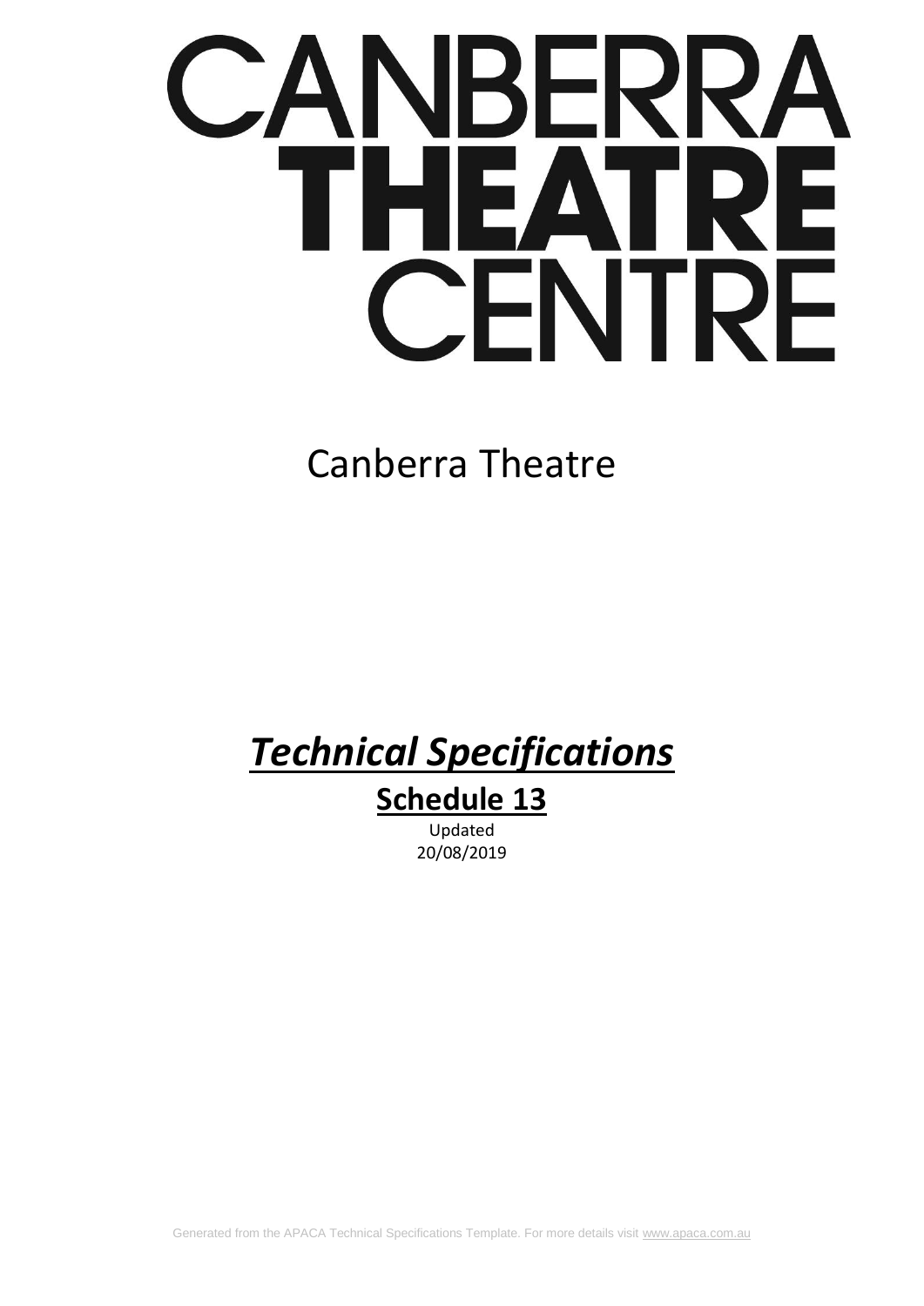# CANBERRA THEATRE CENTRE

## Canberra Theatre

# ***Technical Specifications***

## **Schedule 13**

Updated
20/08/2019

Generated from the APACA Technical Specifications Template. For more details visit www.apaca.com.au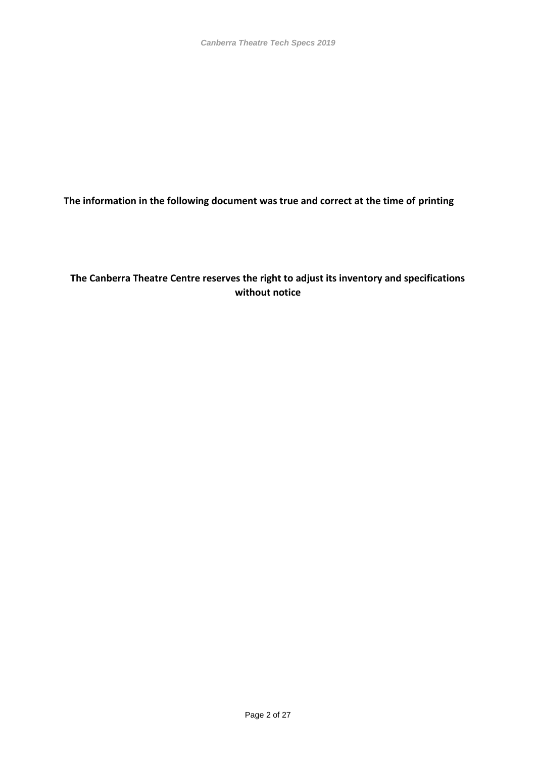**The information in the following document was true and correct at the time of printing**

**The Canberra Theatre Centre reserves the right to adjust its inventory and specifications without notice**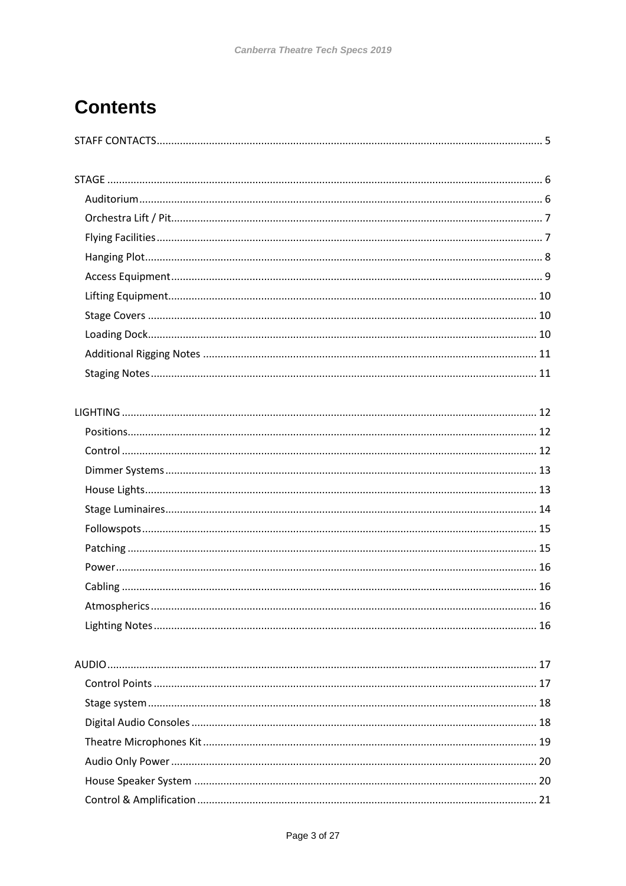# Contents

STAFF CONTACTS ........ 5

STAGE ........ 6
- Auditorium ........ 6
- Orchestra Lift / Pit ........ 7
- Flying Facilities ........ 7
- Hanging Plot ........ 8
- Access Equipment ........ 9
- Lifting Equipment ........ 10
- Stage Covers ........ 10
- Loading Dock ........ 10
- Additional Rigging Notes ........ 11
- Staging Notes ........ 11

LIGHTING ........ 12
- Positions ........ 12
- Control ........ 12
- Dimmer Systems ........ 13
- House Lights ........ 13
- Stage Luminaires ........ 14
- Followspots ........ 15
- Patching ........ 15
- Power ........ 16
- Cabling ........ 16
- Atmospherics ........ 16
- Lighting Notes ........ 16

AUDIO ........ 17
- Control Points ........ 17
- Stage system ........ 18
- Digital Audio Consoles ........ 18
- Theatre Microphones Kit ........ 19
- Audio Only Power ........ 20
- House Speaker System ........ 20
- Control & Amplification ........ 21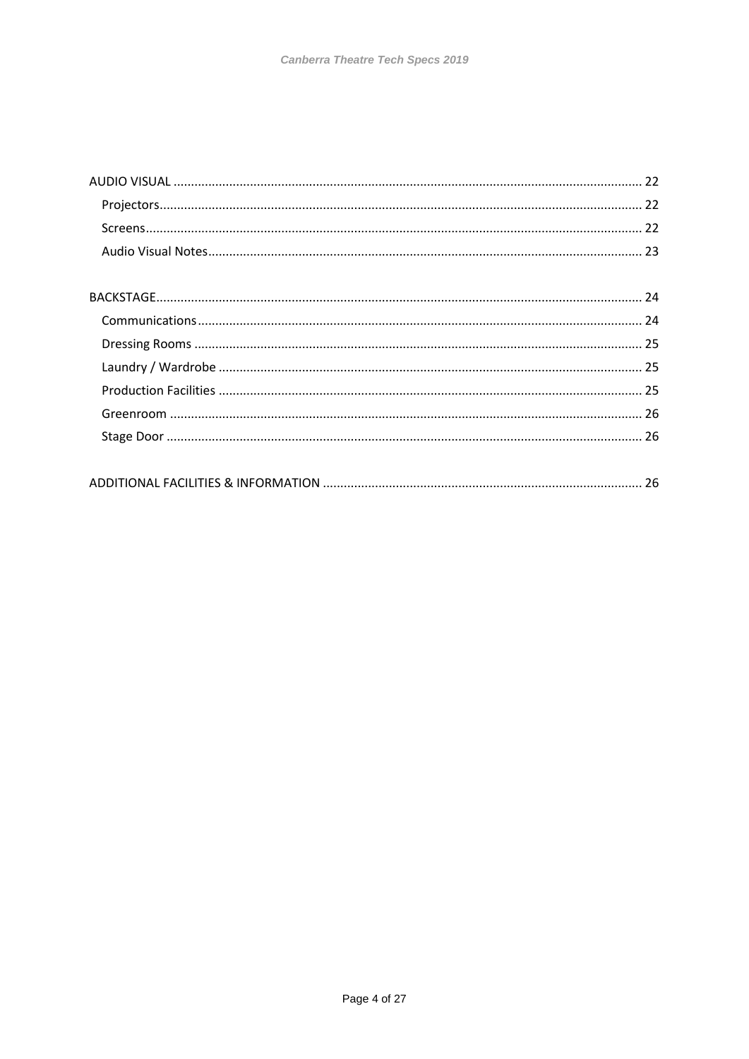AUDIO VISUAL ..................................................... 22
- Projectors ..................................................... 22
- Screens ..................................................... 22
- Audio Visual Notes ..................................................... 23

BACKSTAGE ..................................................... 24
- Communications ..................................................... 24
- Dressing Rooms ..................................................... 25
- Laundry / Wardrobe ..................................................... 25
- Production Facilities ..................................................... 25
- Greenroom ..................................................... 26
- Stage Door ..................................................... 26

ADDITIONAL FACILITIES & INFORMATION ..................................................... 26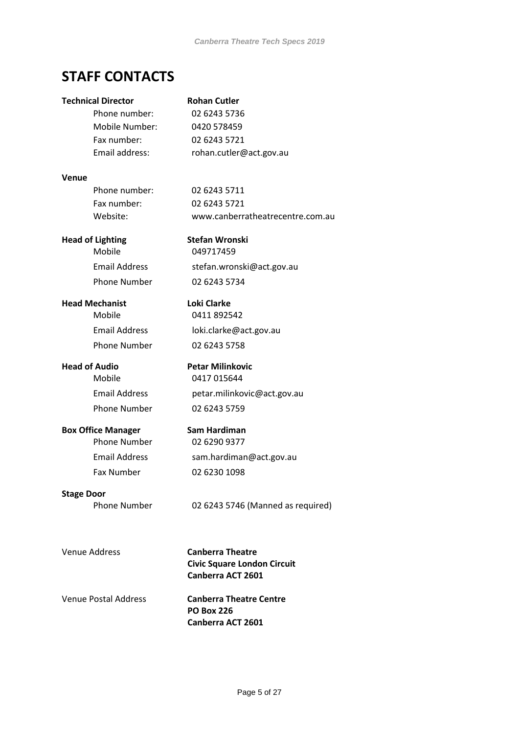# STAFF CONTACTS

**Technical Director** **Rohan Cutler**

Phone number: 02 6243 5736
Mobile Number: 0420 578459
Fax number: 02 6243 5721
Email address: rohan.cutler@act.gov.au

**Venue**

Phone number: 02 6243 5711
Fax number: 02 6243 5721
Website: www.canberratheatrecentre.com.au

**Head of Lighting** **Stefan Wronski**

Mobile 049717459
Email Address stefan.wronski@act.gov.au
Phone Number 02 6243 5734

**Head Mechanist** **Loki Clarke**

Mobile 0411 892542
Email Address loki.clarke@act.gov.au
Phone Number 02 6243 5758

**Head of Audio** **Petar Milinkovic**

Mobile 0417 015644
Email Address petar.milinkovic@act.gov.au
Phone Number 02 6243 5759

**Box Office Manager** **Sam Hardiman**

Phone Number 02 6290 9377
Email Address sam.hardiman@act.gov.au
Fax Number 02 6230 1098

**Stage Door**

Phone Number 02 6243 5746 (Manned as required)

Venue Address

**Canberra Theatre**
**Civic Square London Circuit**
**Canberra ACT 2601**

Venue Postal Address

**Canberra Theatre Centre**
**PO Box 226**
**Canberra ACT 2601**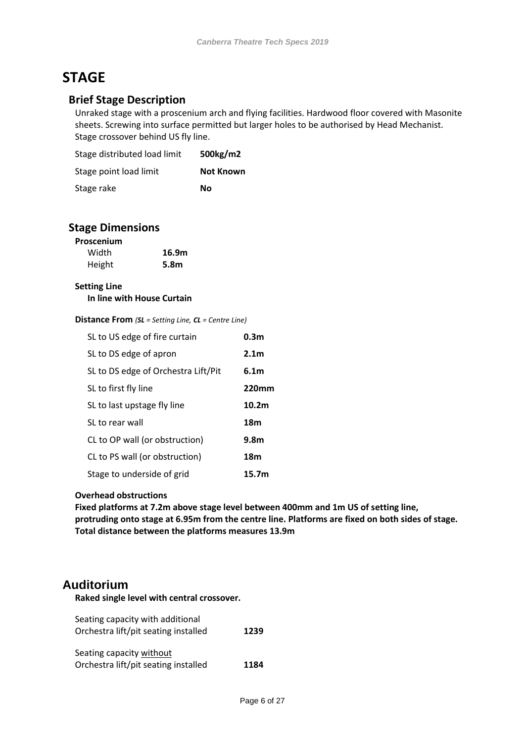# STAGE

## Brief Stage Description

Unraked stage with a proscenium arch and flying facilities. Hardwood floor covered with Masonite sheets. Screwing into surface permitted but larger holes to be authorised by Head Mechanist. Stage crossover behind US fly line.

| | |
|---|---|
| Stage distributed load limit | **500kg/m2** |
| Stage point load limit | **Not Known** |
| Stage rake | **No** |

## Stage Dimensions

**Proscenium**

| | |
|---|---|
| Width | **16.9m** |
| Height | **5.8m** |

**Setting Line**

**In line with House Curtain**

**Distance From** *(**SL** = Setting Line, **CL** = Centre Line)*

| | |
|---|---|
| SL to US edge of fire curtain | **0.3m** |
| SL to DS edge of apron | **2.1m** |
| SL to DS edge of Orchestra Lift/Pit | **6.1m** |
| SL to first fly line | **220mm** |
| SL to last upstage fly line | **10.2m** |
| SL to rear wall | **18m** |
| CL to OP wall (or obstruction) | **9.8m** |
| CL to PS wall (or obstruction) | **18m** |
| Stage to underside of grid | **15.7m** |

**Overhead obstructions**

**Fixed platforms at 7.2m above stage level between 400mm and 1m US of setting line, protruding onto stage at 6.95m from the centre line. Platforms are fixed on both sides of stage. Total distance between the platforms measures 13.9m**

# Auditorium

**Raked single level with central crossover.**

| | |
|---|---|
| Seating capacity with additional Orchestra lift/pit seating installed | **1239** |
| Seating capacity without Orchestra lift/pit seating installed | **1184** |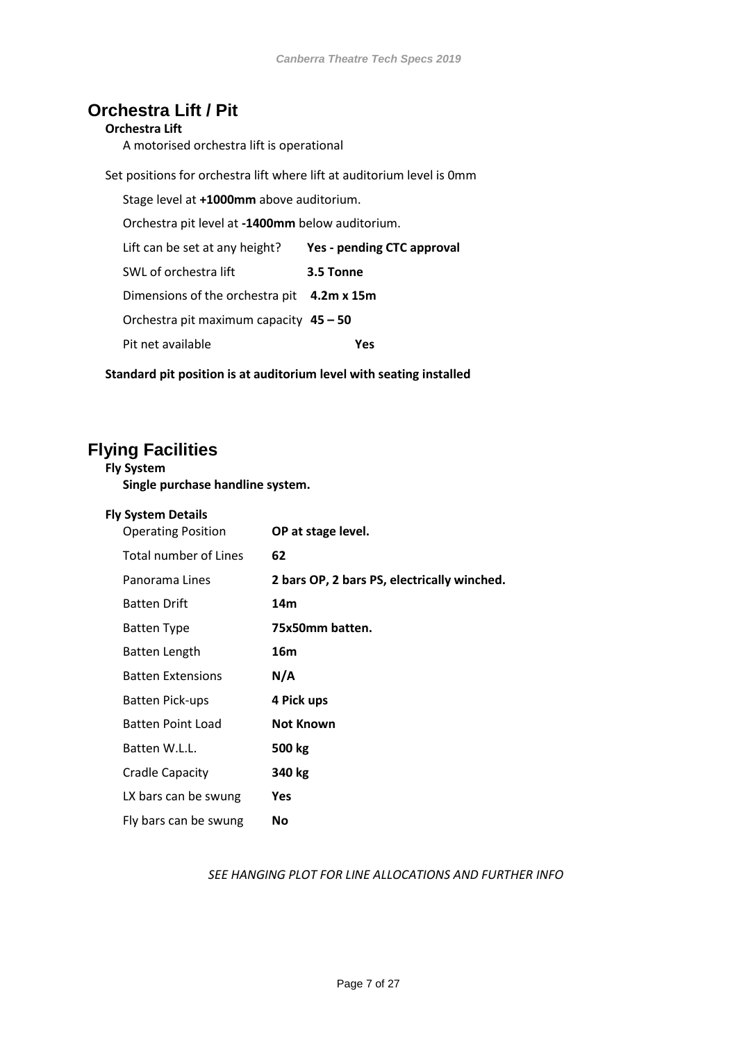# Orchestra Lift / Pit

**Orchestra Lift**

A motorised orchestra lift is operational

Set positions for orchestra lift where lift at auditorium level is 0mm

Stage level at **+1000mm** above auditorium.

Orchestra pit level at **-1400mm** below auditorium.

| | |
|---|---|
| Lift can be set at any height? | **Yes - pending CTC approval** |
| SWL of orchestra lift | **3.5 Tonne** |
| Dimensions of the orchestra pit | **4.2m x 15m** |
| Orchestra pit maximum capacity | **45 – 50** |
| Pit net available | **Yes** |

**Standard pit position is at auditorium level with seating installed**

# Flying Facilities

**Fly System**

**Single purchase handline system.**

**Fly System Details**

| | |
|---|---|
| Operating Position | **OP at stage level.** |
| Total number of Lines | **62** |
| Panorama Lines | **2 bars OP, 2 bars PS, electrically winched.** |
| Batten Drift | **14m** |
| Batten Type | **75x50mm batten.** |
| Batten Length | **16m** |
| Batten Extensions | **N/A** |
| Batten Pick-ups | **4 Pick ups** |
| Batten Point Load | **Not Known** |
| Batten W.L.L. | **500 kg** |
| Cradle Capacity | **340 kg** |
| LX bars can be swung | **Yes** |
| Fly bars can be swung | **No** |

*SEE HANGING PLOT FOR LINE ALLOCATIONS AND FURTHER INFO*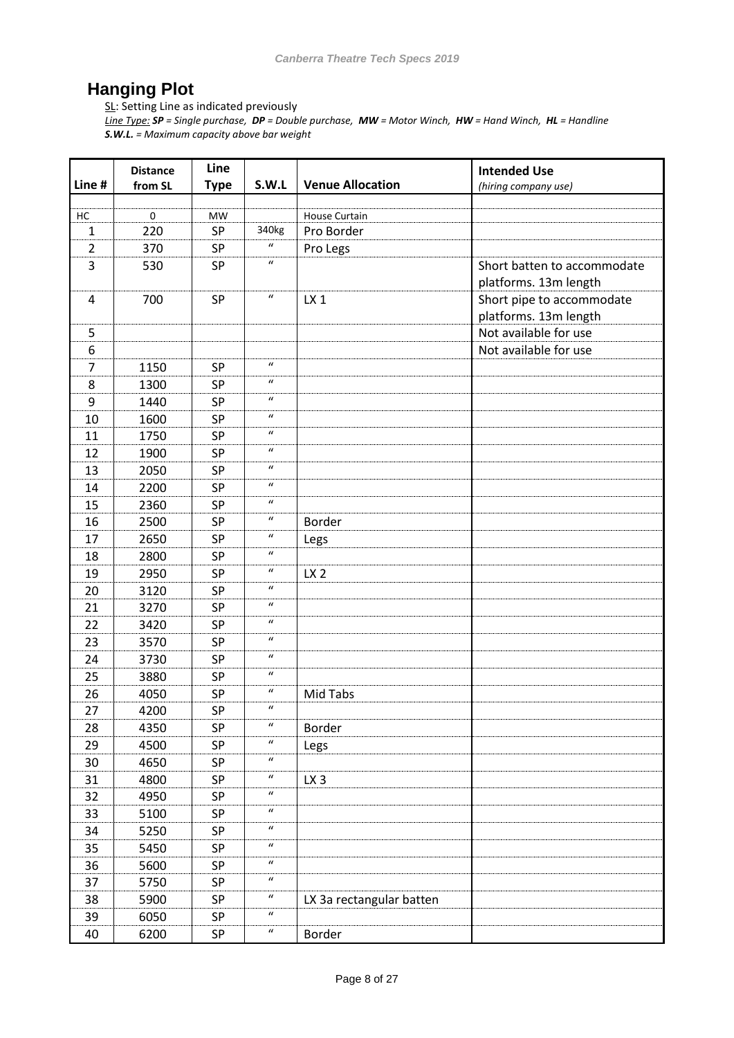# Hanging Plot

SL: Setting Line as indicated previously

*Line Type:* ***SP*** *= Single purchase,* ***DP*** *= Double purchase,* ***MW*** *= Motor Winch,* ***HW*** *= Hand Winch,* ***HL*** *= Handline*

***S.W.L.*** *= Maximum capacity above bar weight*

| Line # | Distance from SL | Line Type | S.W.L | Venue Allocation | Intended Use *(hiring company use)* |
|---|---|---|---|---|---|
| HC | 0 | MW | | House Curtain | |
| 1 | 220 | SP | 340kg | Pro Border | |
| 2 | 370 | SP | " | Pro Legs | |
| 3 | 530 | SP | " | | Short batten to accommodate platforms. 13m length |
| 4 | 700 | SP | " | LX 1 | Short pipe to accommodate platforms. 13m length |
| 5 | | | | | Not available for use |
| 6 | | | | | Not available for use |
| 7 | 1150 | SP | " | | |
| 8 | 1300 | SP | " | | |
| 9 | 1440 | SP | " | | |
| 10 | 1600 | SP | " | | |
| 11 | 1750 | SP | " | | |
| 12 | 1900 | SP | " | | |
| 13 | 2050 | SP | " | | |
| 14 | 2200 | SP | " | | |
| 15 | 2360 | SP | " | | |
| 16 | 2500 | SP | " | Border | |
| 17 | 2650 | SP | " | Legs | |
| 18 | 2800 | SP | " | | |
| 19 | 2950 | SP | " | LX 2 | |
| 20 | 3120 | SP | " | | |
| 21 | 3270 | SP | " | | |
| 22 | 3420 | SP | " | | |
| 23 | 3570 | SP | " | | |
| 24 | 3730 | SP | " | | |
| 25 | 3880 | SP | " | | |
| 26 | 4050 | SP | " | Mid Tabs | |
| 27 | 4200 | SP | " | | |
| 28 | 4350 | SP | " | Border | |
| 29 | 4500 | SP | " | Legs | |
| 30 | 4650 | SP | " | | |
| 31 | 4800 | SP | " | LX 3 | |
| 32 | 4950 | SP | " | | |
| 33 | 5100 | SP | " | | |
| 34 | 5250 | SP | " | | |
| 35 | 5450 | SP | " | | |
| 36 | 5600 | SP | " | | |
| 37 | 5750 | SP | " | | |
| 38 | 5900 | SP | " | LX 3a rectangular batten | |
| 39 | 6050 | SP | " | | |
| 40 | 6200 | SP | " | Border | |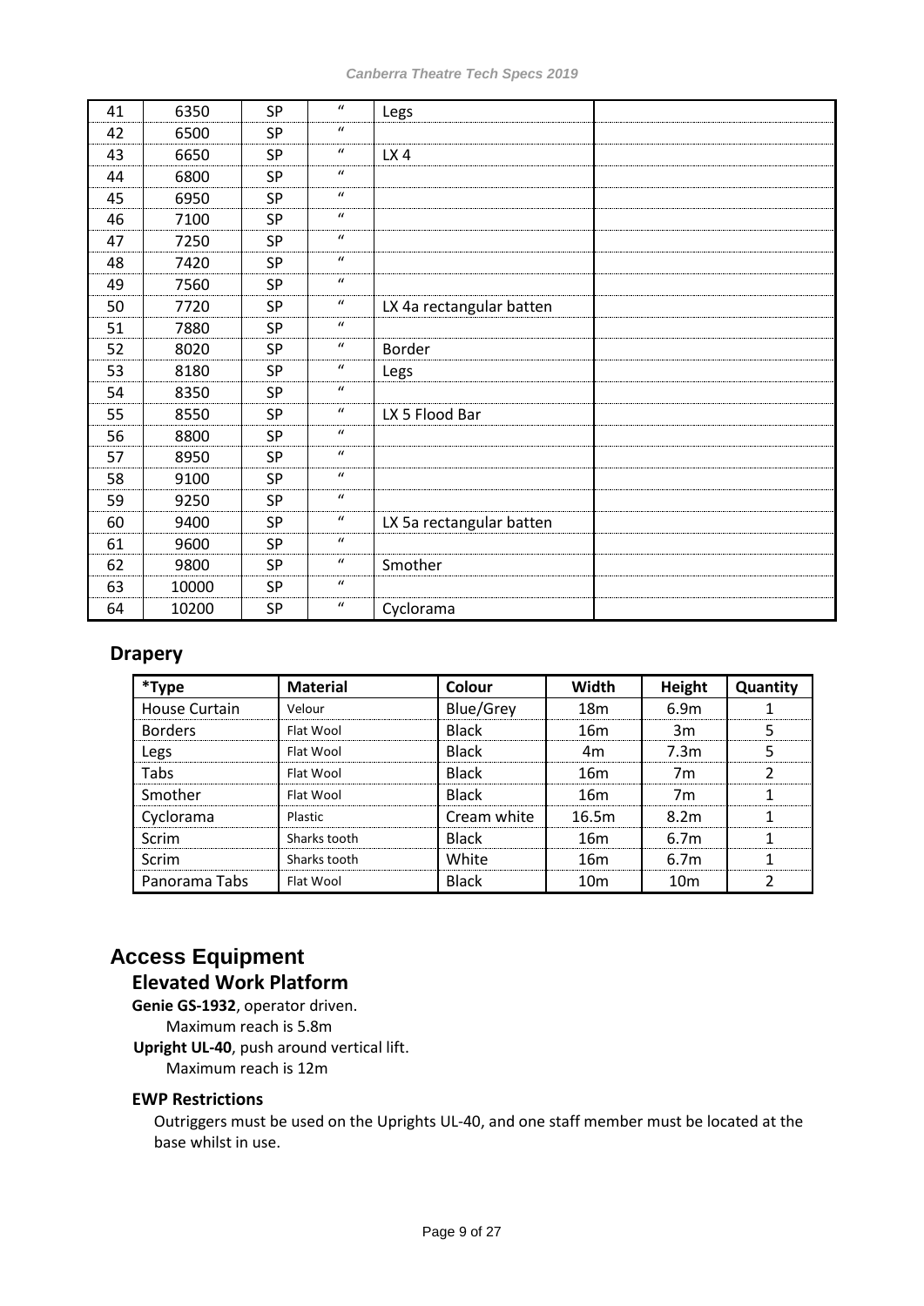| 41 | 6350 | SP | " | Legs | |
|---|---|---|---|---|---|
| 42 | 6500 | SP | " | | |
| 43 | 6650 | SP | " | LX 4 | |
| 44 | 6800 | SP | " | | |
| 45 | 6950 | SP | " | | |
| 46 | 7100 | SP | " | | |
| 47 | 7250 | SP | " | | |
| 48 | 7420 | SP | " | | |
| 49 | 7560 | SP | " | | |
| 50 | 7720 | SP | " | LX 4a rectangular batten | |
| 51 | 7880 | SP | " | | |
| 52 | 8020 | SP | " | Border | |
| 53 | 8180 | SP | " | Legs | |
| 54 | 8350 | SP | " | | |
| 55 | 8550 | SP | " | LX 5 Flood Bar | |
| 56 | 8800 | SP | " | | |
| 57 | 8950 | SP | " | | |
| 58 | 9100 | SP | " | | |
| 59 | 9250 | SP | " | | |
| 60 | 9400 | SP | " | LX 5a rectangular batten | |
| 61 | 9600 | SP | " | | |
| 62 | 9800 | SP | " | Smother | |
| 63 | 10000 | SP | " | | |
| 64 | 10200 | SP | " | Cyclorama | |

## Drapery

| *Type | Material | Colour | Width | Height | Quantity |
|---|---|---|---|---|---|
| House Curtain | Velour | Blue/Grey | 18m | 6.9m | 1 |
| Borders | Flat Wool | Black | 16m | 3m | 5 |
| Legs | Flat Wool | Black | 4m | 7.3m | 5 |
| Tabs | Flat Wool | Black | 16m | 7m | 2 |
| Smother | Flat Wool | Black | 16m | 7m | 1 |
| Cyclorama | Plastic | Cream white | 16.5m | 8.2m | 1 |
| Scrim | Sharks tooth | Black | 16m | 6.7m | 1 |
| Scrim | Sharks tooth | White | 16m | 6.7m | 1 |
| Panorama Tabs | Flat Wool | Black | 10m | 10m | 2 |

# Access Equipment

## Elevated Work Platform

**Genie GS-1932**, operator driven.
Maximum reach is 5.8m

**Upright UL-40**, push around vertical lift.
Maximum reach is 12m

### EWP Restrictions

Outriggers must be used on the Uprights UL-40, and one staff member must be located at the base whilst in use.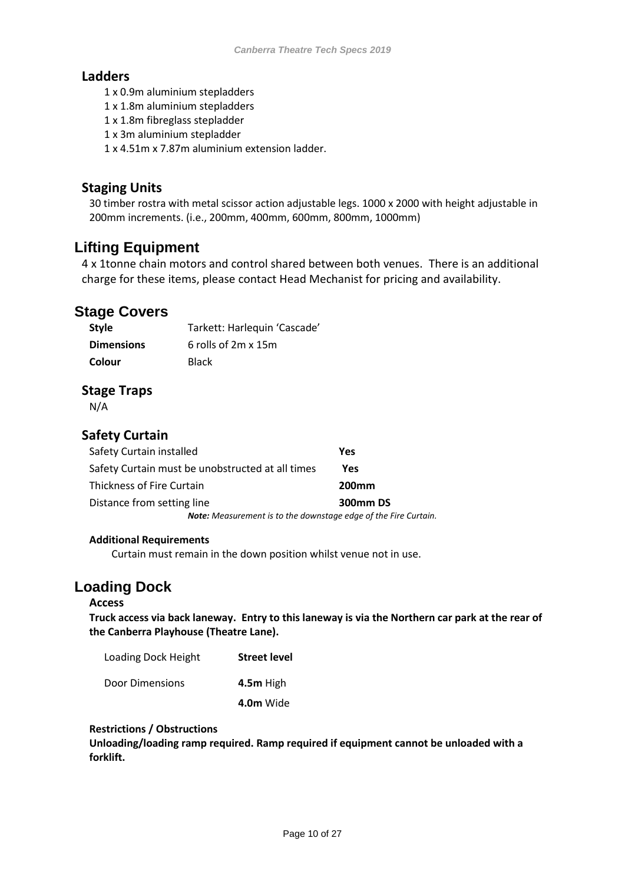### Ladders

- 1 x 0.9m aluminium stepladders
- 1 x 1.8m aluminium stepladders
- 1 x 1.8m fibreglass stepladder
- 1 x 3m aluminium stepladder
- 1 x 4.51m x 7.87m aluminium extension ladder.

### Staging Units

30 timber rostra with metal scissor action adjustable legs. 1000 x 2000 with height adjustable in 200mm increments. (i.e., 200mm, 400mm, 600mm, 800mm, 1000mm)

## Lifting Equipment

4 x 1tonne chain motors and control shared between both venues. There is an additional charge for these items, please contact Head Mechanist for pricing and availability.

## Stage Covers

| | |
|---|---|
| **Style** | Tarkett: Harlequin 'Cascade' |
| **Dimensions** | 6 rolls of 2m x 15m |
| **Colour** | Black |

### Stage Traps

N/A

### Safety Curtain

| | |
|---|---|
| Safety Curtain installed | **Yes** |
| Safety Curtain must be unobstructed at all times | **Yes** |
| Thickness of Fire Curtain | **200mm** |
| Distance from setting line | **300mm DS** |

***Note:*** *Measurement is to the downstage edge of the Fire Curtain.*

**Additional Requirements**

Curtain must remain in the down position whilst venue not in use.

## Loading Dock

**Access**

**Truck access via back laneway. Entry to this laneway is via the Northern car park at the rear of the Canberra Playhouse (Theatre Lane).**

| | |
|---|---|
| Loading Dock Height | **Street level** |
| Door Dimensions | **4.5m** High |
| | **4.0m** Wide |

**Restrictions / Obstructions**

**Unloading/loading ramp required. Ramp required if equipment cannot be unloaded with a forklift.**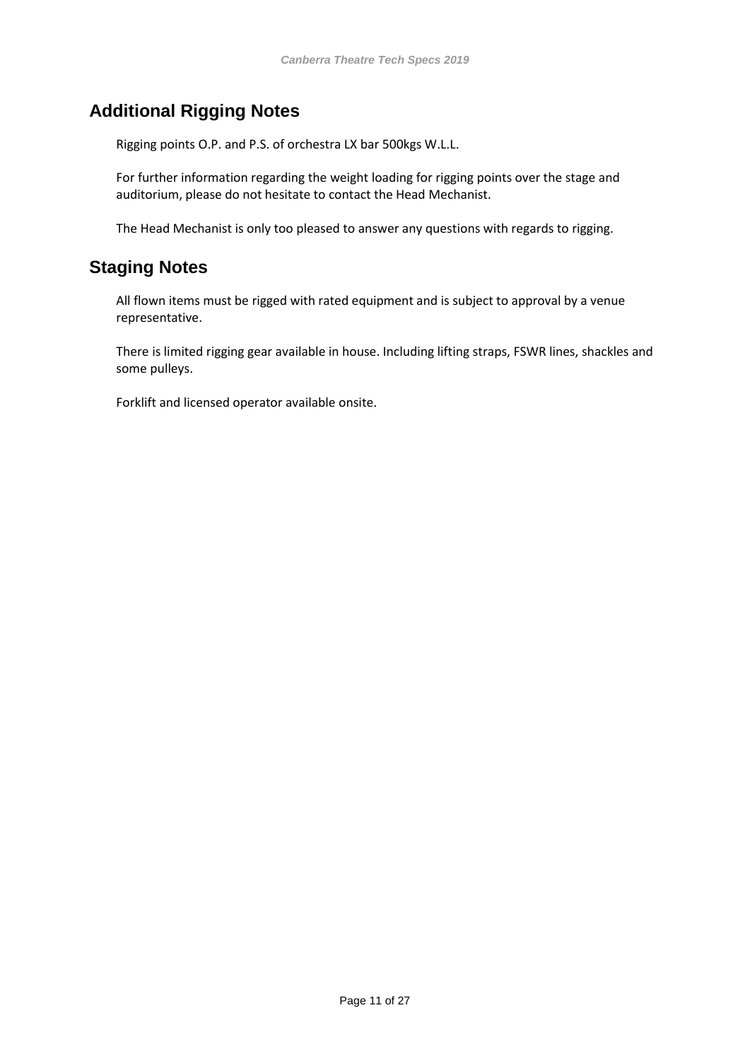## Additional Rigging Notes

Rigging points O.P. and P.S. of orchestra LX bar 500kgs W.L.L.

For further information regarding the weight loading for rigging points over the stage and auditorium, please do not hesitate to contact the Head Mechanist.

The Head Mechanist is only too pleased to answer any questions with regards to rigging.

## Staging Notes

All flown items must be rigged with rated equipment and is subject to approval by a venue representative.

There is limited rigging gear available in house. Including lifting straps, FSWR lines, shackles and some pulleys.

Forklift and licensed operator available onsite.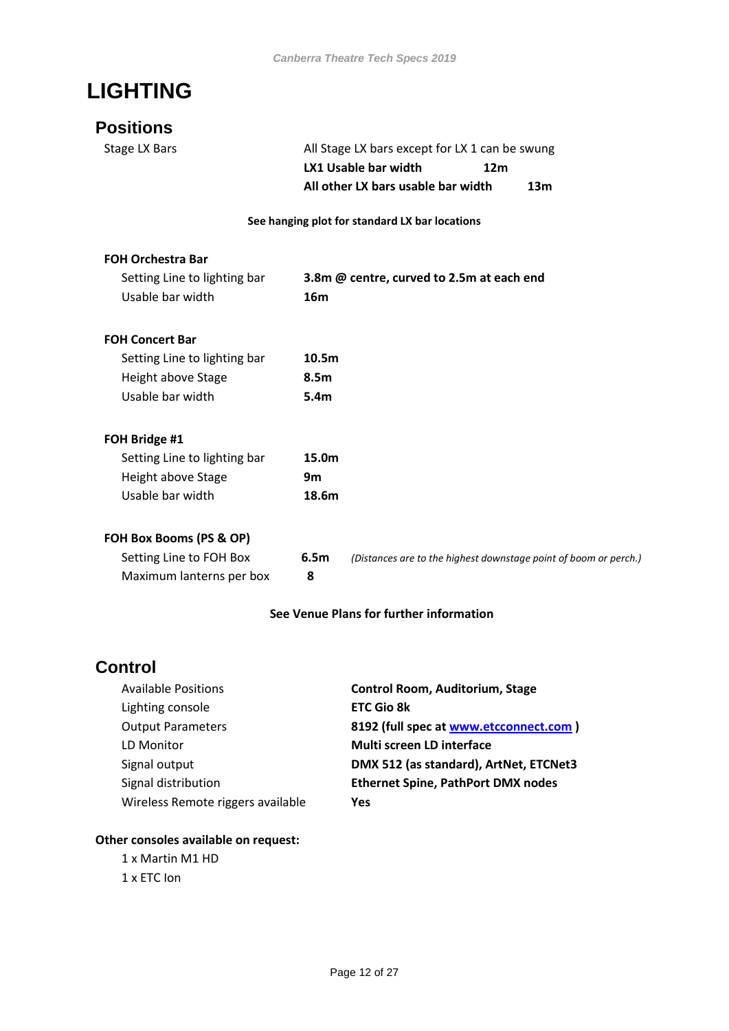# LIGHTING

## Positions

Stage LX Bars — All Stage LX bars except for LX 1 can be swung

**LX1 Usable bar width** **12m**

**All other LX bars usable bar width** **13m**

**See hanging plot for standard LX bar locations**

**FOH Orchestra Bar**

| | |
|---|---|
| Setting Line to lighting bar | **3.8m @ centre, curved to 2.5m at each end** |
| Usable bar width | **16m** |

**FOH Concert Bar**

| | |
|---|---|
| Setting Line to lighting bar | **10.5m** |
| Height above Stage | **8.5m** |
| Usable bar width | **5.4m** |

**FOH Bridge #1**

| | |
|---|---|
| Setting Line to lighting bar | **15.0m** |
| Height above Stage | **9m** |
| Usable bar width | **18.6m** |

**FOH Box Booms (PS & OP)**

| | | |
|---|---|---|
| Setting Line to FOH Box | **6.5m** | *(Distances are to the highest downstage point of boom or perch.)* |
| Maximum lanterns per box | **8** | |

**See Venue Plans for further information**

## Control

| | |
|---|---|
| Available Positions | **Control Room, Auditorium, Stage** |
| Lighting console | **ETC Gio 8k** |
| Output Parameters | **8192 (full spec at [www.etcconnect.com](http://www.etcconnect.com) )** |
| LD Monitor | **Multi screen LD interface** |
| Signal output | **DMX 512 (as standard), ArtNet, ETCNet3** |
| Signal distribution | **Ethernet Spine, PathPort DMX nodes** |
| Wireless Remote riggers available | **Yes** |

**Other consoles available on request:**

1 x Martin M1 HD
1 x ETC Ion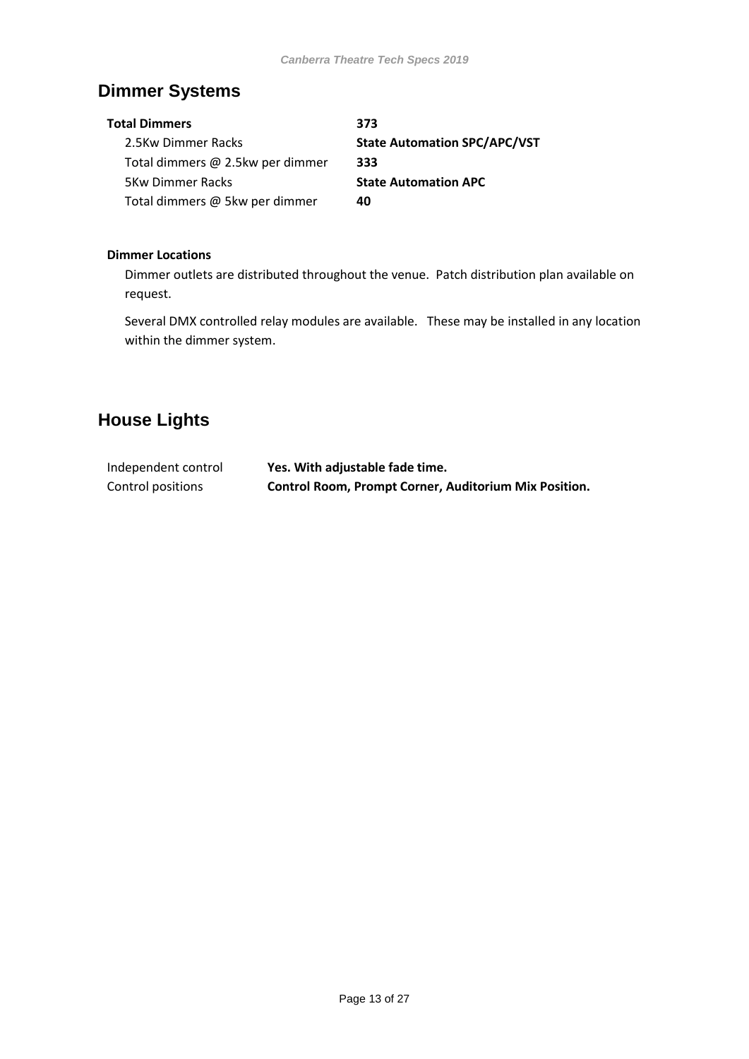## Dimmer Systems

| | |
|---|---|
| **Total Dimmers** | **373** |
| 2.5Kw Dimmer Racks | **State Automation SPC/APC/VST** |
| Total dimmers @ 2.5kw per dimmer | **333** |
| 5Kw Dimmer Racks | **State Automation APC** |
| Total dimmers @ 5kw per dimmer | **40** |

**Dimmer Locations**

Dimmer outlets are distributed throughout the venue. Patch distribution plan available on request.

Several DMX controlled relay modules are available. These may be installed in any location within the dimmer system.

## House Lights

| | |
|---|---|
| Independent control | **Yes. With adjustable fade time.** |
| Control positions | **Control Room, Prompt Corner, Auditorium Mix Position.** |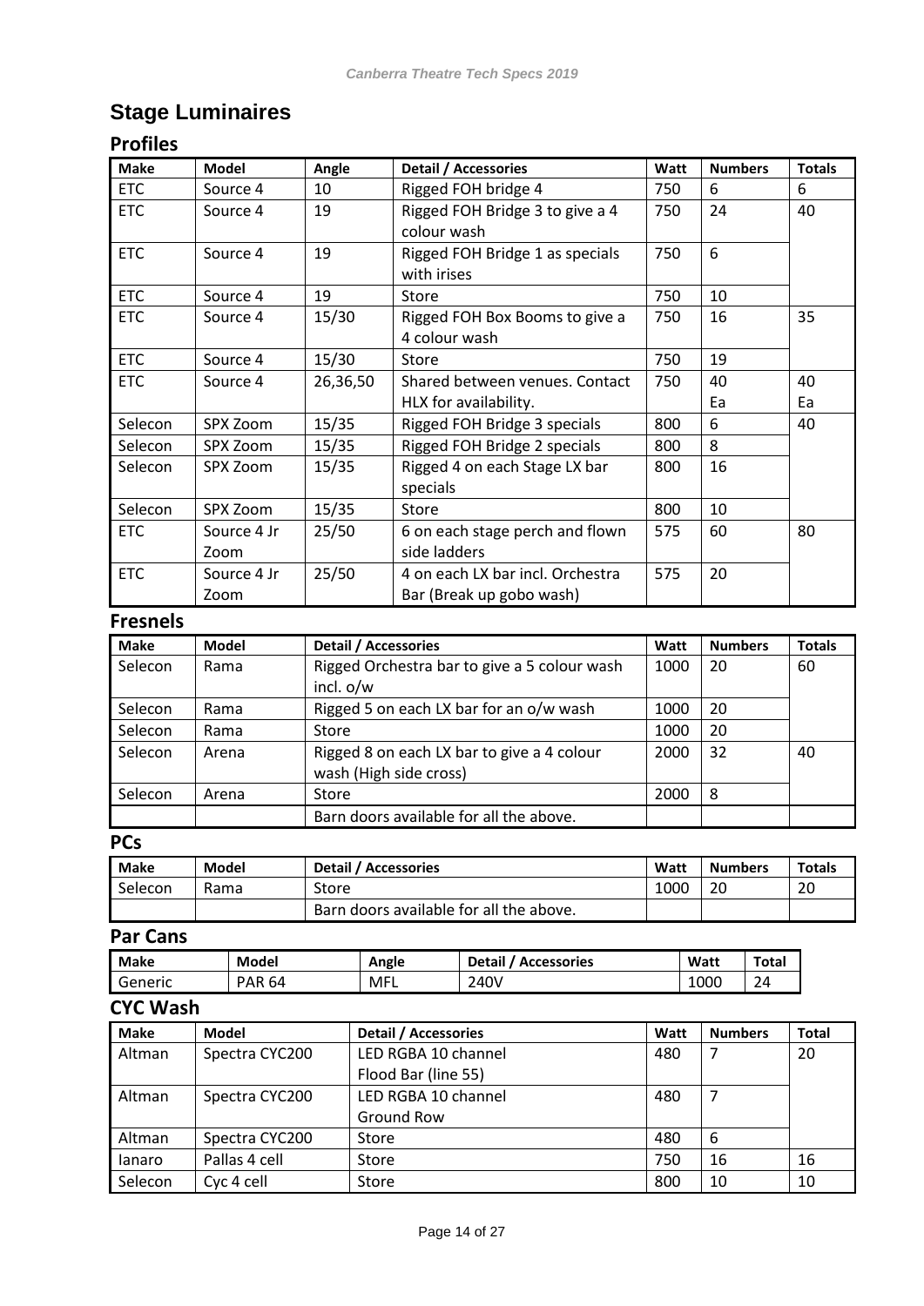# Stage Luminaires

## Profiles

| Make | Model | Angle | Detail / Accessories | Watt | Numbers | Totals |
|---|---|---|---|---|---|---|
| ETC | Source 4 | 10 | Rigged FOH bridge 4 | 750 | 6 | 6 |
| ETC | Source 4 | 19 | Rigged FOH Bridge 3 to give a 4 colour wash | 750 | 24 | 40 |
| ETC | Source 4 | 19 | Rigged FOH Bridge 1 as specials with irises | 750 | 6 | |
| ETC | Source 4 | 19 | Store | 750 | 10 | |
| ETC | Source 4 | 15/30 | Rigged FOH Box Booms to give a 4 colour wash | 750 | 16 | 35 |
| ETC | Source 4 | 15/30 | Store | 750 | 19 | |
| ETC | Source 4 | 26,36,50 | Shared between venues. Contact HLX for availability. | 750 | 40 Ea | 40 Ea |
| Selecon | SPX Zoom | 15/35 | Rigged FOH Bridge 3 specials | 800 | 6 | 40 |
| Selecon | SPX Zoom | 15/35 | Rigged FOH Bridge 2 specials | 800 | 8 | |
| Selecon | SPX Zoom | 15/35 | Rigged 4 on each Stage LX bar specials | 800 | 16 | |
| Selecon | SPX Zoom | 15/35 | Store | 800 | 10 | |
| ETC | Source 4 Jr Zoom | 25/50 | 6 on each stage perch and flown side ladders | 575 | 60 | 80 |
| ETC | Source 4 Jr Zoom | 25/50 | 4 on each LX bar incl. Orchestra Bar (Break up gobo wash) | 575 | 20 | |

## Fresnels

| Make | Model | Detail / Accessories | Watt | Numbers | Totals |
|---|---|---|---|---|---|
| Selecon | Rama | Rigged Orchestra bar to give a 5 colour wash incl. o/w | 1000 | 20 | 60 |
| Selecon | Rama | Rigged 5 on each LX bar for an o/w wash | 1000 | 20 | |
| Selecon | Rama | Store | 1000 | 20 | |
| Selecon | Arena | Rigged 8 on each LX bar to give a 4 colour wash (High side cross) | 2000 | 32 | 40 |
| Selecon | Arena | Store | 2000 | 8 | |
| | | Barn doors available for all the above. | | | |

## PCs

| Make | Model | Detail / Accessories | Watt | Numbers | Totals |
|---|---|---|---|---|---|
| Selecon | Rama | Store | 1000 | 20 | 20 |
| | | Barn doors available for all the above. | | | |

## Par Cans

| Make | Model | Angle | Detail / Accessories | Watt | Total |
|---|---|---|---|---|---|
| Generic | PAR 64 | MFL | 240V | 1000 | 24 |

## CYC Wash

| Make | Model | Detail / Accessories | Watt | Numbers | Total |
|---|---|---|---|---|---|
| Altman | Spectra CYC200 | LED RGBA 10 channel Flood Bar (line 55) | 480 | 7 | 20 |
| Altman | Spectra CYC200 | LED RGBA 10 channel Ground Row | 480 | 7 | |
| Altman | Spectra CYC200 | Store | 480 | 6 | |
| Ianaro | Pallas 4 cell | Store | 750 | 16 | 16 |
| Selecon | Cyc 4 cell | Store | 800 | 10 | 10 |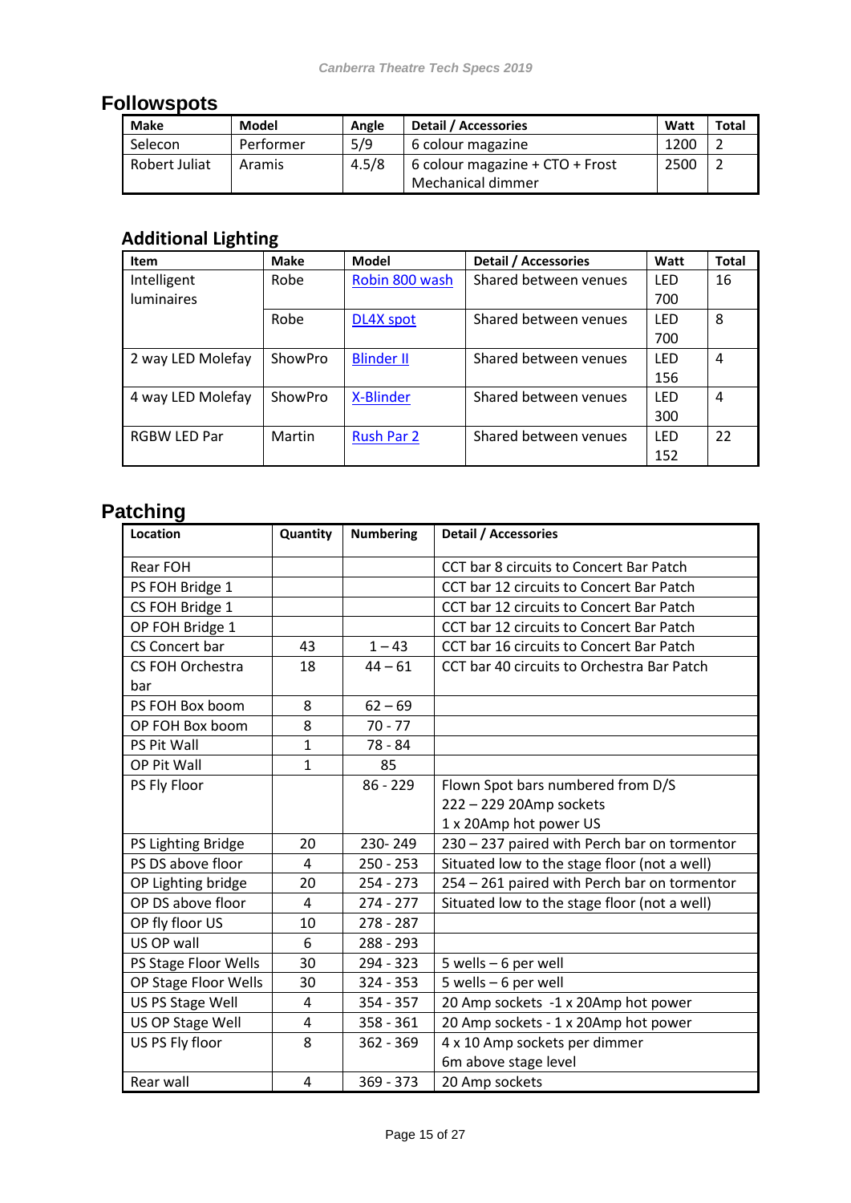## Followspots

| Make | Model | Angle | Detail / Accessories | Watt | Total |
|---|---|---|---|---|---|
| Selecon | Performer | 5/9 | 6 colour magazine | 1200 | 2 |
| Robert Juliat | Aramis | 4.5/8 | 6 colour magazine + CTO + Frost Mechanical dimmer | 2500 | 2 |

## Additional Lighting

| Item | Make | Model | Detail / Accessories | Watt | Total |
|---|---|---|---|---|---|
| Intelligent luminaires | Robe | Robin 800 wash | Shared between venues | LED 700 | 16 |
| | Robe | DL4X spot | Shared between venues | LED 700 | 8 |
| 2 way LED Molefay | ShowPro | Blinder II | Shared between venues | LED 156 | 4 |
| 4 way LED Molefay | ShowPro | X-Blinder | Shared between venues | LED 300 | 4 |
| RGBW LED Par | Martin | Rush Par 2 | Shared between venues | LED 152 | 22 |

## Patching

| Location | Quantity | Numbering | Detail / Accessories |
|---|---|---|---|
| Rear FOH | | | CCT bar 8 circuits to Concert Bar Patch |
| PS FOH Bridge 1 | | | CCT bar 12 circuits to Concert Bar Patch |
| CS FOH Bridge 1 | | | CCT bar 12 circuits to Concert Bar Patch |
| OP FOH Bridge 1 | | | CCT bar 12 circuits to Concert Bar Patch |
| CS Concert bar | 43 | 1 – 43 | CCT bar 16 circuits to Concert Bar Patch |
| CS FOH Orchestra bar | 18 | 44 – 61 | CCT bar 40 circuits to Orchestra Bar Patch |
| PS FOH Box boom | 8 | 62 – 69 | |
| OP FOH Box boom | 8 | 70 - 77 | |
| PS Pit Wall | 1 | 78 - 84 | |
| OP Pit Wall | 1 | 85 | |
| PS Fly Floor | | 86 - 229 | Flown Spot bars numbered from D/S<br>222 – 229 20Amp sockets<br>1 x 20Amp hot power US |
| PS Lighting Bridge | 20 | 230- 249 | 230 – 237 paired with Perch bar on tormentor |
| PS DS above floor | 4 | 250 - 253 | Situated low to the stage floor (not a well) |
| OP Lighting bridge | 20 | 254 - 273 | 254 – 261 paired with Perch bar on tormentor |
| OP DS above floor | 4 | 274 - 277 | Situated low to the stage floor (not a well) |
| OP fly floor US | 10 | 278 - 287 | |
| US OP wall | 6 | 288 - 293 | |
| PS Stage Floor Wells | 30 | 294 - 323 | 5 wells – 6 per well |
| OP Stage Floor Wells | 30 | 324 - 353 | 5 wells – 6 per well |
| US PS Stage Well | 4 | 354 - 357 | 20 Amp sockets -1 x 20Amp hot power |
| US OP Stage Well | 4 | 358 - 361 | 20 Amp sockets - 1 x 20Amp hot power |
| US PS Fly floor | 8 | 362 - 369 | 4 x 10 Amp sockets per dimmer<br>6m above stage level |
| Rear wall | 4 | 369 - 373 | 20 Amp sockets |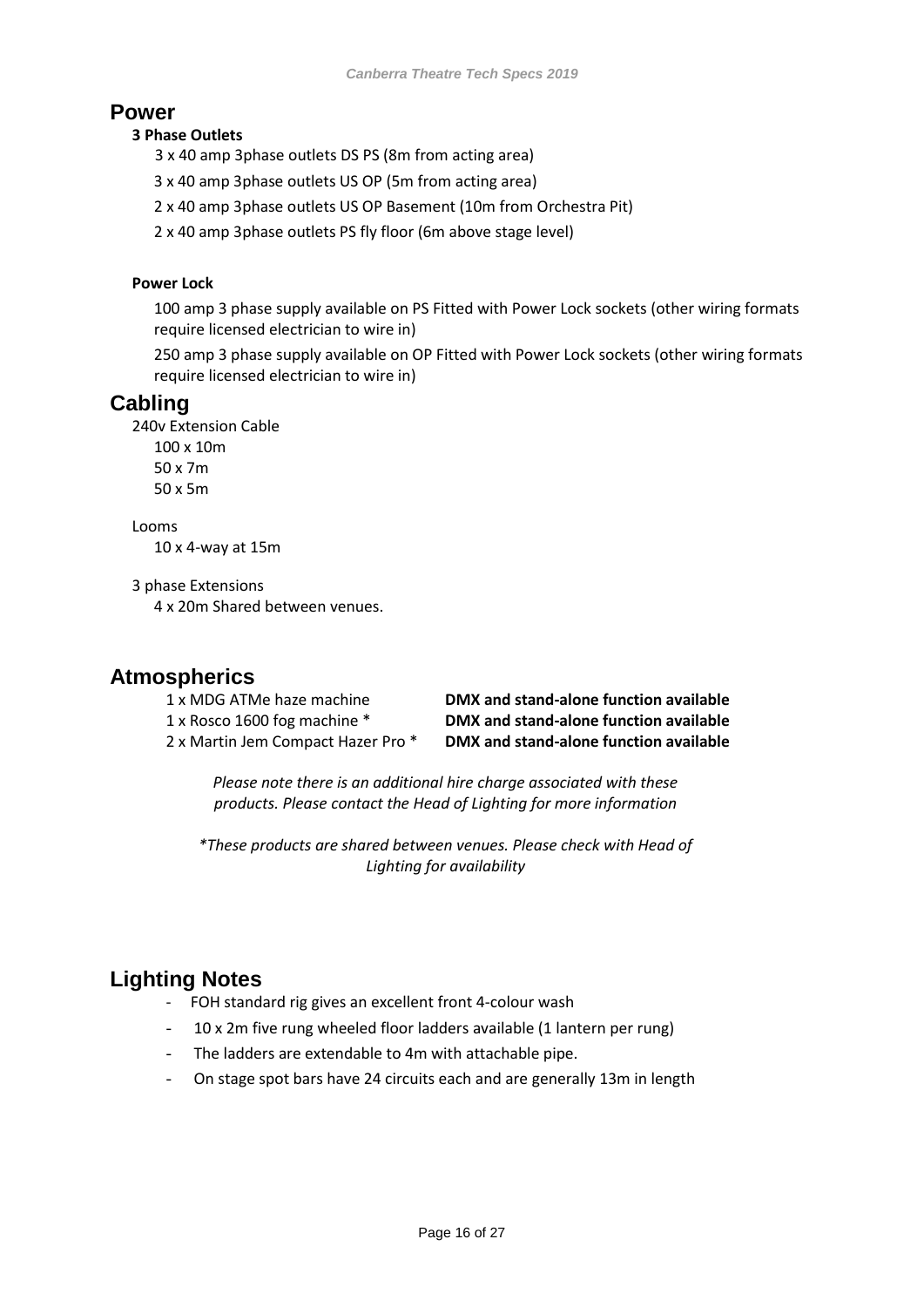## Power

### 3 Phase Outlets

3 x 40 amp 3phase outlets DS PS (8m from acting area)

3 x 40 amp 3phase outlets US OP (5m from acting area)

2 x 40 amp 3phase outlets US OP Basement (10m from Orchestra Pit)

2 x 40 amp 3phase outlets PS fly floor (6m above stage level)

### Power Lock

100 amp 3 phase supply available on PS Fitted with Power Lock sockets (other wiring formats require licensed electrician to wire in)

250 amp 3 phase supply available on OP Fitted with Power Lock sockets (other wiring formats require licensed electrician to wire in)

## Cabling

240v Extension Cable

- 100 x 10m
- 50 x 7m
- 50 x 5m

Looms

- 10 x 4-way at 15m

3 phase Extensions

- 4 x 20m Shared between venues.

## Atmospherics

| | |
|---|---|
| 1 x MDG ATMe haze machine | **DMX and stand-alone function available** |
| 1 x Rosco 1600 fog machine * | **DMX and stand-alone function available** |
| 2 x Martin Jem Compact Hazer Pro * | **DMX and stand-alone function available** |

*Please note there is an additional hire charge associated with these products. Please contact the Head of Lighting for more information*

*\*These products are shared between venues. Please check with Head of Lighting for availability*

## Lighting Notes

- FOH standard rig gives an excellent front 4-colour wash
- 10 x 2m five rung wheeled floor ladders available (1 lantern per rung)
- The ladders are extendable to 4m with attachable pipe.
- On stage spot bars have 24 circuits each and are generally 13m in length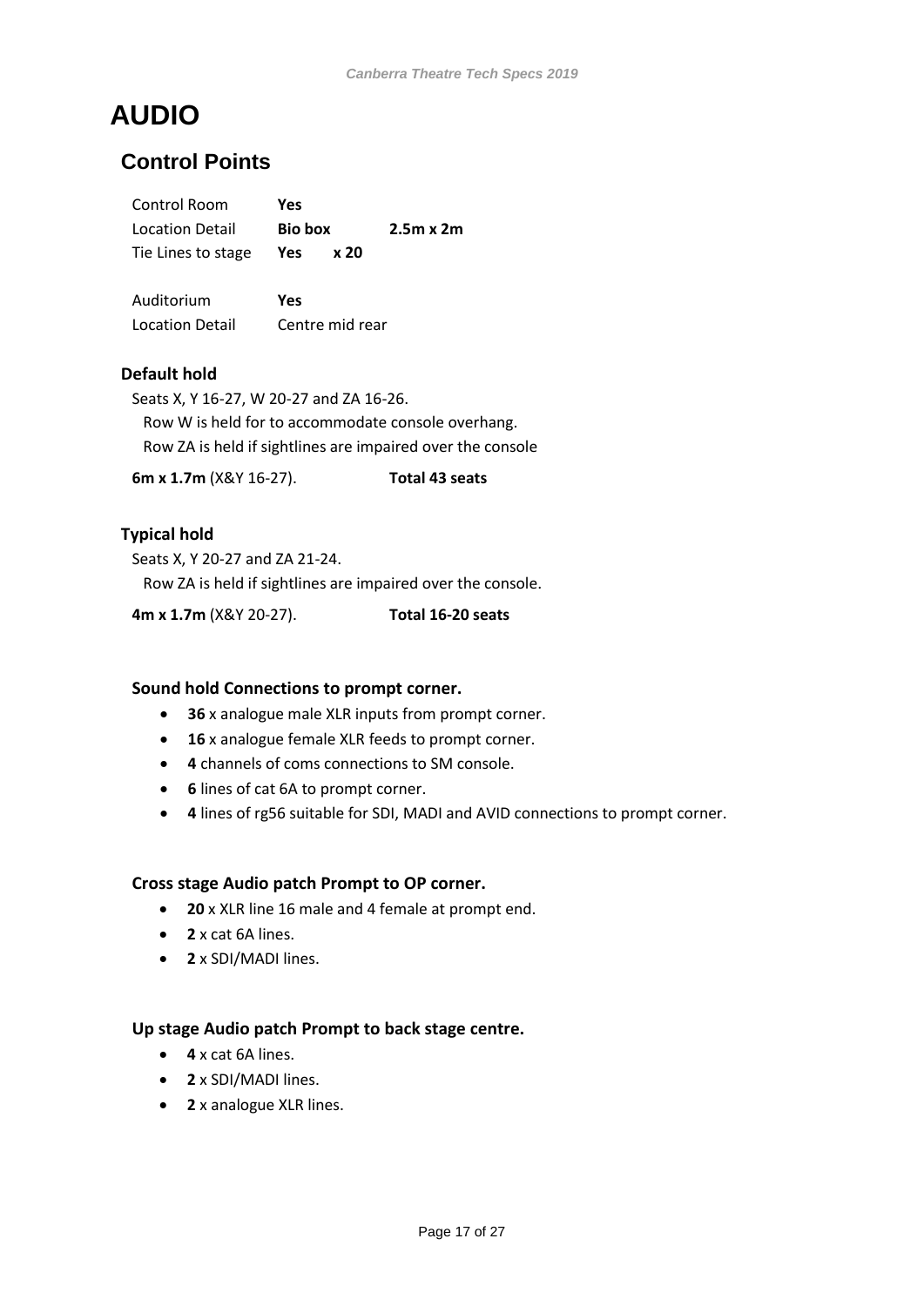# AUDIO

## Control Points

| | | |
|---|---|---|
| Control Room | **Yes** | |
| Location Detail | **Bio box** | **2.5m x 2m** |
| Tie Lines to stage | **Yes x 20** | |

| | |
|---|---|
| Auditorium | **Yes** |
| Location Detail | Centre mid rear |

### Default hold

Seats X, Y 16-27, W 20-27 and ZA 16-26.
Row W is held for to accommodate console overhang.
Row ZA is held if sightlines are impaired over the console

**6m x 1.7m** (X&Y 16-27). **Total 43 seats**

### Typical hold

Seats X, Y 20-27 and ZA 21-24.
Row ZA is held if sightlines are impaired over the console.

**4m x 1.7m** (X&Y 20-27). **Total 16-20 seats**

**Sound hold Connections to prompt corner.**

- **36** x analogue male XLR inputs from prompt corner.
- **16** x analogue female XLR feeds to prompt corner.
- **4** channels of coms connections to SM console.
- **6** lines of cat 6A to prompt corner.
- **4** lines of rg56 suitable for SDI, MADI and AVID connections to prompt corner.

**Cross stage Audio patch Prompt to OP corner.**

- **20** x XLR line 16 male and 4 female at prompt end.
- **2** x cat 6A lines.
- **2** x SDI/MADI lines.

**Up stage Audio patch Prompt to back stage centre.**

- **4** x cat 6A lines.
- **2** x SDI/MADI lines.
- **2** x analogue XLR lines.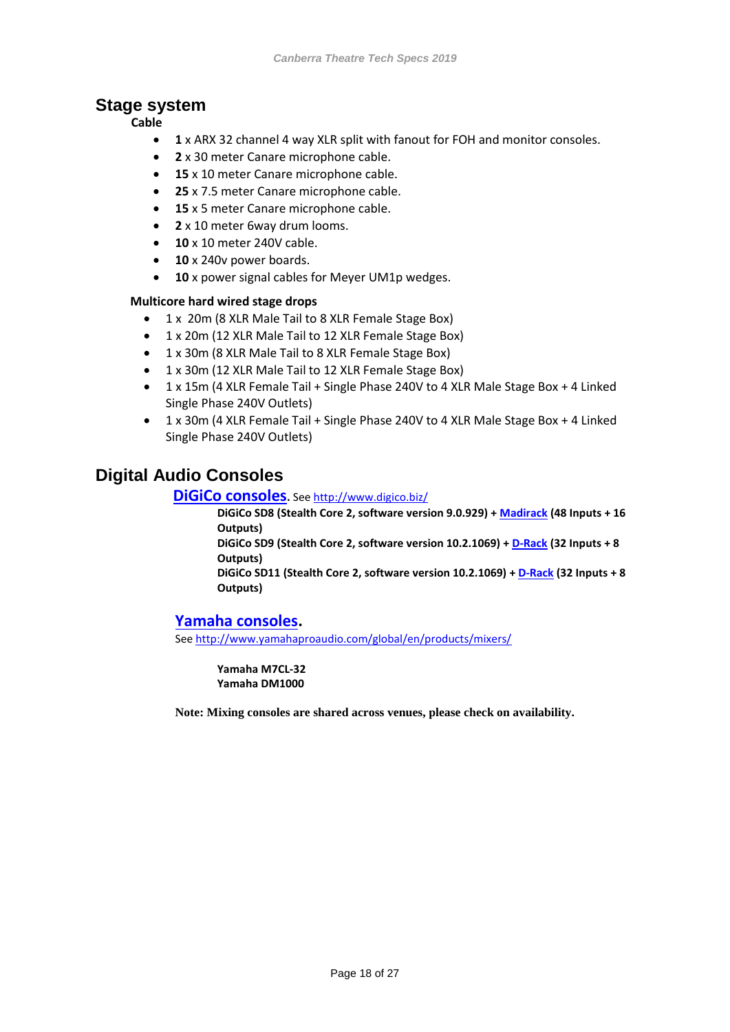## Stage system

### Cable

- **1** x ARX 32 channel 4 way XLR split with fanout for FOH and monitor consoles.
- **2** x 30 meter Canare microphone cable.
- **15** x 10 meter Canare microphone cable.
- **25** x 7.5 meter Canare microphone cable.
- **15** x 5 meter Canare microphone cable.
- **2** x 10 meter 6way drum looms.
- **10** x 10 meter 240V cable.
- **10** x 240v power boards.
- **10** x power signal cables for Meyer UM1p wedges.

### Multicore hard wired stage drops

- 1 x 20m (8 XLR Male Tail to 8 XLR Female Stage Box)
- 1 x 20m (12 XLR Male Tail to 12 XLR Female Stage Box)
- 1 x 30m (8 XLR Male Tail to 8 XLR Female Stage Box)
- 1 x 30m (12 XLR Male Tail to 12 XLR Female Stage Box)
- 1 x 15m (4 XLR Female Tail + Single Phase 240V to 4 XLR Male Stage Box + 4 Linked Single Phase 240V Outlets)
- 1 x 30m (4 XLR Female Tail + Single Phase 240V to 4 XLR Male Stage Box + 4 Linked Single Phase 240V Outlets)

## Digital Audio Consoles

### DiGiCo consoles. See http://www.digico.biz/

**DiGiCo SD8 (Stealth Core 2, software version 9.0.929) + Madirack (48 Inputs + 16 Outputs)**
**DiGiCo SD9 (Stealth Core 2, software version 10.2.1069) + D-Rack (32 Inputs + 8 Outputs)**
**DiGiCo SD11 (Stealth Core 2, software version 10.2.1069) + D-Rack (32 Inputs + 8 Outputs)**

### Yamaha consoles.

See http://www.yamahaproaudio.com/global/en/products/mixers/

**Yamaha M7CL-32**
**Yamaha DM1000**

**Note: Mixing consoles are shared across venues, please check on availability.**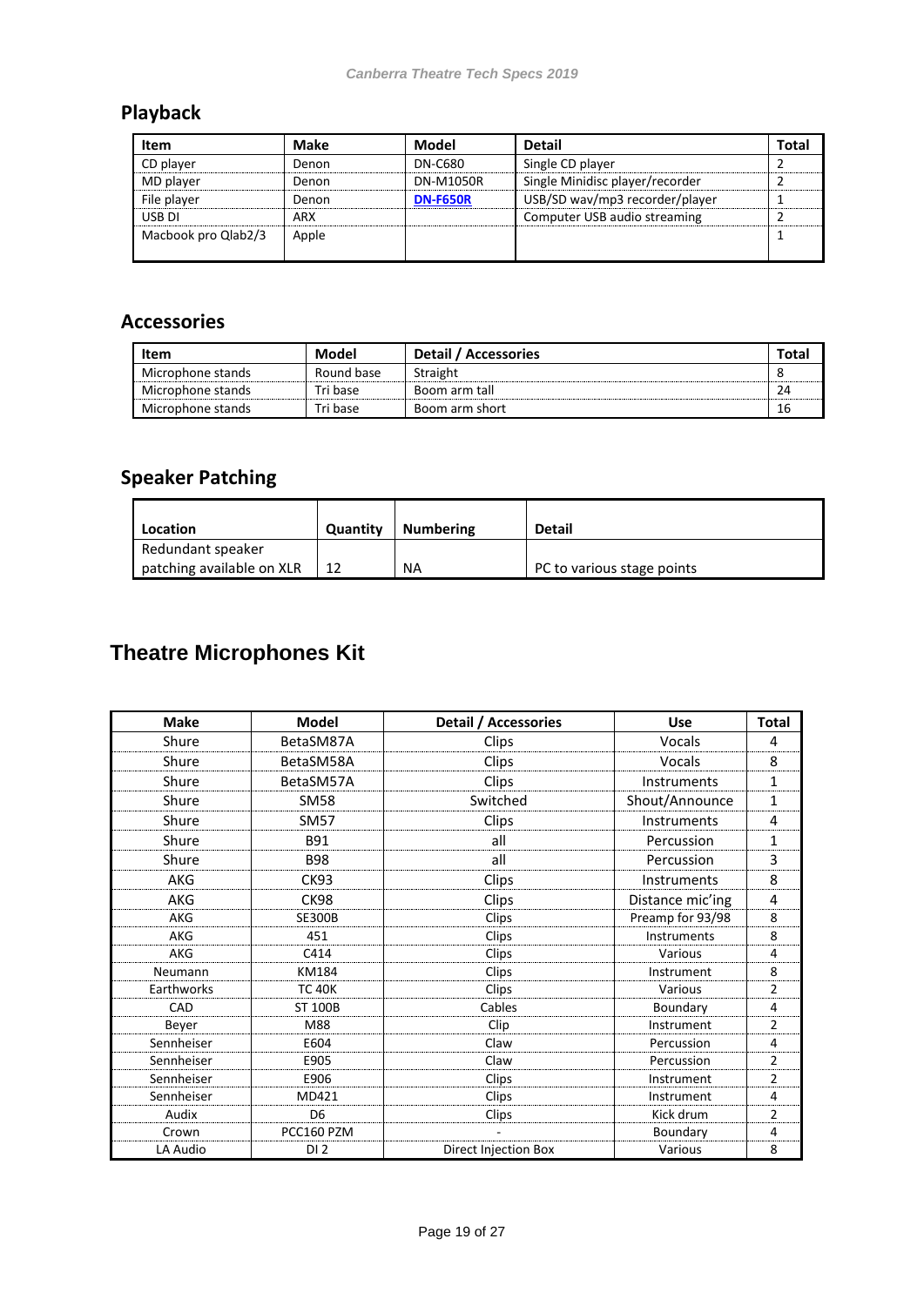## Playback

| Item | Make | Model | Detail | Total |
|---|---|---|---|---|
| CD player | Denon | DN-C680 | Single CD player | 2 |
| MD player | Denon | DN-M1050R | Single Minidisc player/recorder | 2 |
| File player | Denon | **DN-F650R** | USB/SD wav/mp3 recorder/player | 1 |
| USB DI | ARX | | Computer USB audio streaming | 2 |
| Macbook pro Qlab2/3 | Apple | | | 1 |

## Accessories

| Item | Model | Detail / Accessories | Total |
|---|---|---|---|
| Microphone stands | Round base | Straight | 8 |
| Microphone stands | Tri base | Boom arm tall | 24 |
| Microphone stands | Tri base | Boom arm short | 16 |

## Speaker Patching

| Location | Quantity | Numbering | Detail |
|---|---|---|---|
| Redundant speaker patching available on XLR | 12 | NA | PC to various stage points |

# Theatre Microphones Kit

| Make | Model | Detail / Accessories | Use | Total |
|---|---|---|---|---|
| Shure | BetaSM87A | Clips | Vocals | 4 |
| Shure | BetaSM58A | Clips | Vocals | 8 |
| Shure | BetaSM57A | Clips | Instruments | 1 |
| Shure | SM58 | Switched | Shout/Announce | 1 |
| Shure | SM57 | Clips | Instruments | 4 |
| Shure | B91 | all | Percussion | 1 |
| Shure | B98 | all | Percussion | 3 |
| AKG | CK93 | Clips | Instruments | 8 |
| AKG | CK98 | Clips | Distance mic'ing | 4 |
| AKG | SE300B | Clips | Preamp for 93/98 | 8 |
| AKG | 451 | Clips | Instruments | 8 |
| AKG | C414 | Clips | Various | 4 |
| Neumann | KM184 | Clips | Instrument | 8 |
| Earthworks | TC 40K | Clips | Various | 2 |
| CAD | ST 100B | Cables | Boundary | 4 |
| Beyer | M88 | Clip | Instrument | 2 |
| Sennheiser | E604 | Claw | Percussion | 4 |
| Sennheiser | E905 | Claw | Percussion | 2 |
| Sennheiser | E906 | Clips | Instrument | 2 |
| Sennheiser | MD421 | Clips | Instrument | 4 |
| Audix | D6 | Clips | Kick drum | 2 |
| Crown | PCC160 PZM | - | Boundary | 4 |
| LA Audio | DI 2 | Direct Injection Box | Various | 8 |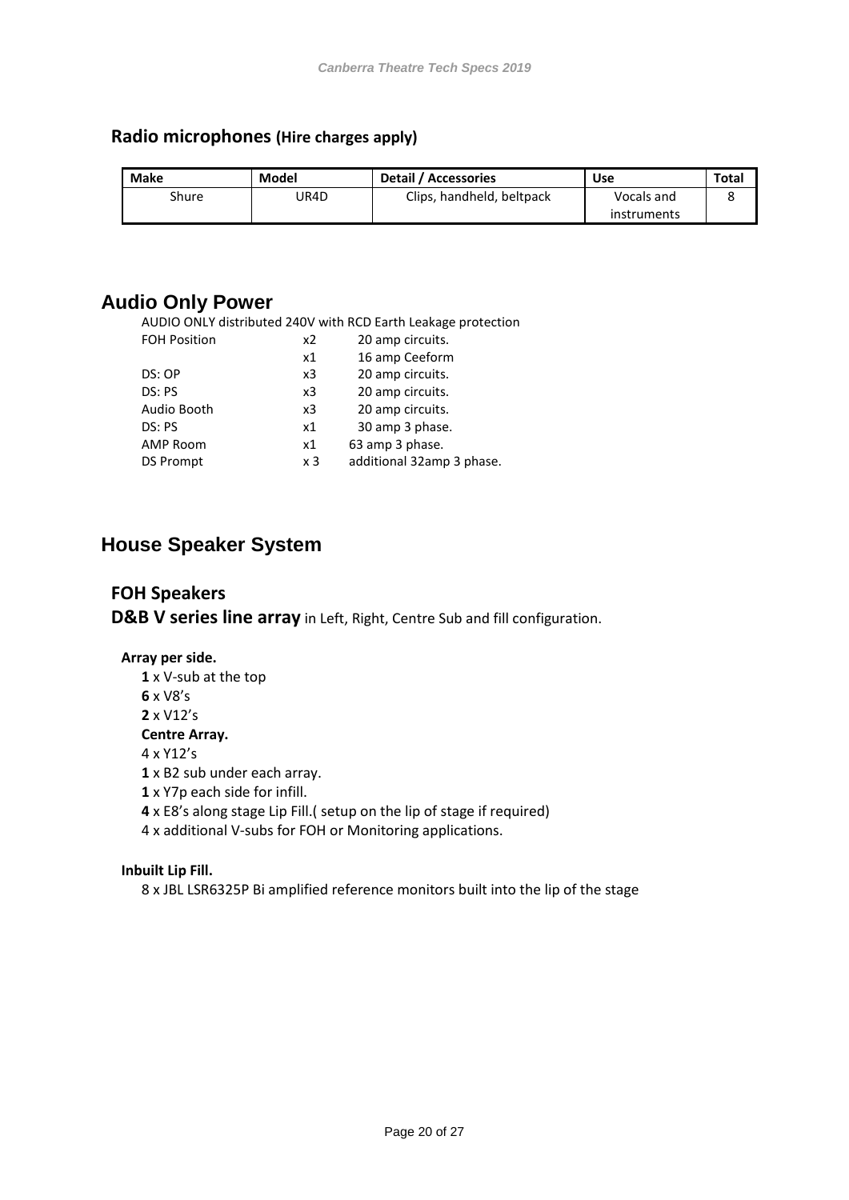## Radio microphones (Hire charges apply)

| Make | Model | Detail / Accessories | Use | Total |
|---|---|---|---|---|
| Shure | UR4D | Clips, handheld, beltpack | Vocals and instruments | 8 |

# Audio Only Power

AUDIO ONLY distributed 240V with RCD Earth Leakage protection

| | | |
|---|---|---|
| FOH Position | x2 | 20 amp circuits. |
| | x1 | 16 amp Ceeform |
| DS: OP | x3 | 20 amp circuits. |
| DS: PS | x3 | 20 amp circuits. |
| Audio Booth | x3 | 20 amp circuits. |
| DS: PS | x1 | 30 amp 3 phase. |
| AMP Room | x1 | 63 amp 3 phase. |
| DS Prompt | x 3 | additional 32amp 3 phase. |

# House Speaker System

## FOH Speakers

**D&B V series line array** in Left, Right, Centre Sub and fill configuration.

**Array per side.**

**1** x V-sub at the top
**6** x V8's
**2** x V12's
**Centre Array.**
4 x Y12's
**1** x B2 sub under each array.
**1** x Y7p each side for infill.
**4** x E8's along stage Lip Fill.( setup on the lip of stage if required)
4 x additional V-subs for FOH or Monitoring applications.

**Inbuilt Lip Fill.**

8 x JBL LSR6325P Bi amplified reference monitors built into the lip of the stage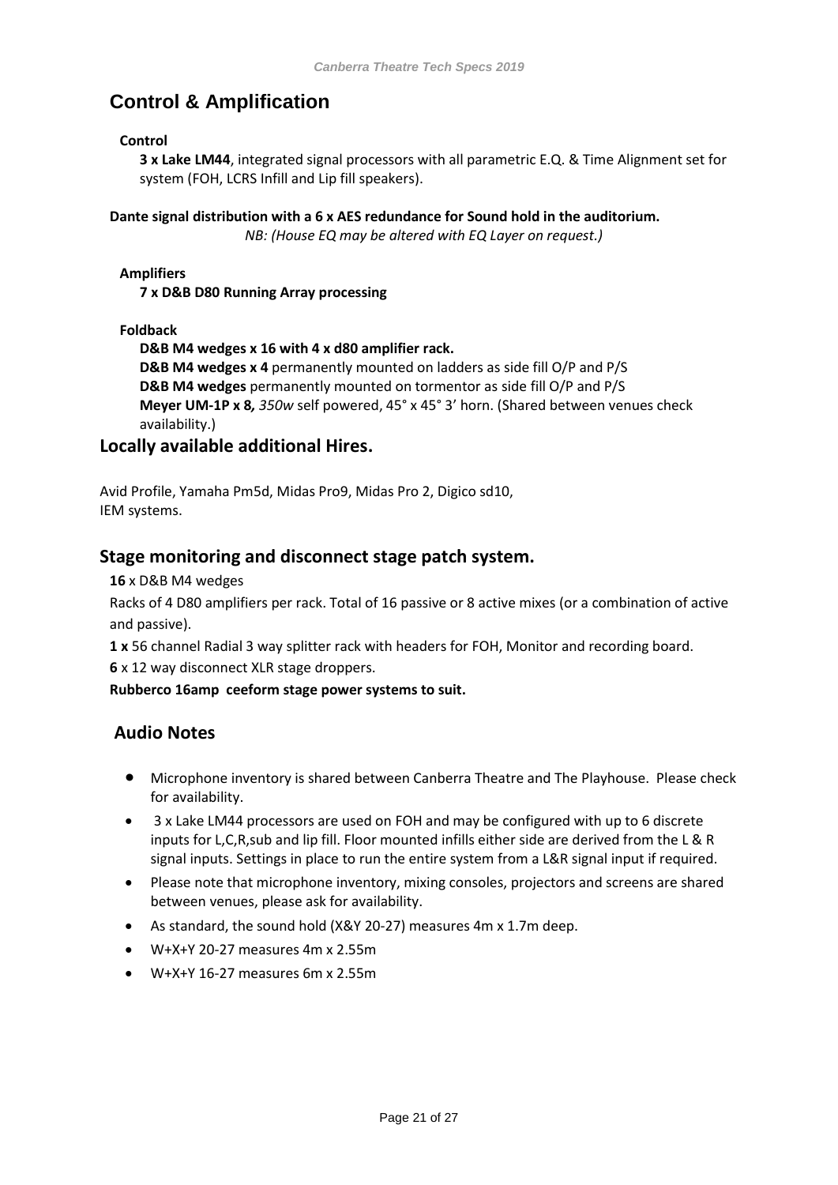# Control & Amplification

**Control**

**3 x Lake LM44**, integrated signal processors with all parametric E.Q. & Time Alignment set for system (FOH, LCRS Infill and Lip fill speakers).

**Dante signal distribution with a 6 x AES redundance for Sound hold in the auditorium.**

*NB: (House EQ may be altered with EQ Layer on request.)*

**Amplifiers**

**7 x D&B D80 Running Array processing**

**Foldback**

**D&B M4 wedges x 16 with 4 x d80 amplifier rack.**
**D&B M4 wedges x 4** permanently mounted on ladders as side fill O/P and P/S
**D&B M4 wedges** permanently mounted on tormentor as side fill O/P and P/S
**Meyer UM-1P x 8***, 350w* self powered, 45° x 45° 3' horn. (Shared between venues check availability.)

## Locally available additional Hires.

Avid Profile, Yamaha Pm5d, Midas Pro9, Midas Pro 2, Digico sd10,
IEM systems.

## Stage monitoring and disconnect stage patch system.

**16** x D&B M4 wedges

Racks of 4 D80 amplifiers per rack. Total of 16 passive or 8 active mixes (or a combination of active and passive).

**1 x** 56 channel Radial 3 way splitter rack with headers for FOH, Monitor and recording board.

**6** x 12 way disconnect XLR stage droppers.

**Rubberco 16amp ceeform stage power systems to suit.**

## Audio Notes

- Microphone inventory is shared between Canberra Theatre and The Playhouse. Please check for availability.
- 3 x Lake LM44 processors are used on FOH and may be configured with up to 6 discrete inputs for L,C,R,sub and lip fill. Floor mounted infills either side are derived from the L & R signal inputs. Settings in place to run the entire system from a L&R signal input if required.
- Please note that microphone inventory, mixing consoles, projectors and screens are shared between venues, please ask for availability.
- As standard, the sound hold (X&Y 20-27) measures 4m x 1.7m deep.
- W+X+Y 20-27 measures 4m x 2.55m
- W+X+Y 16-27 measures 6m x 2.55m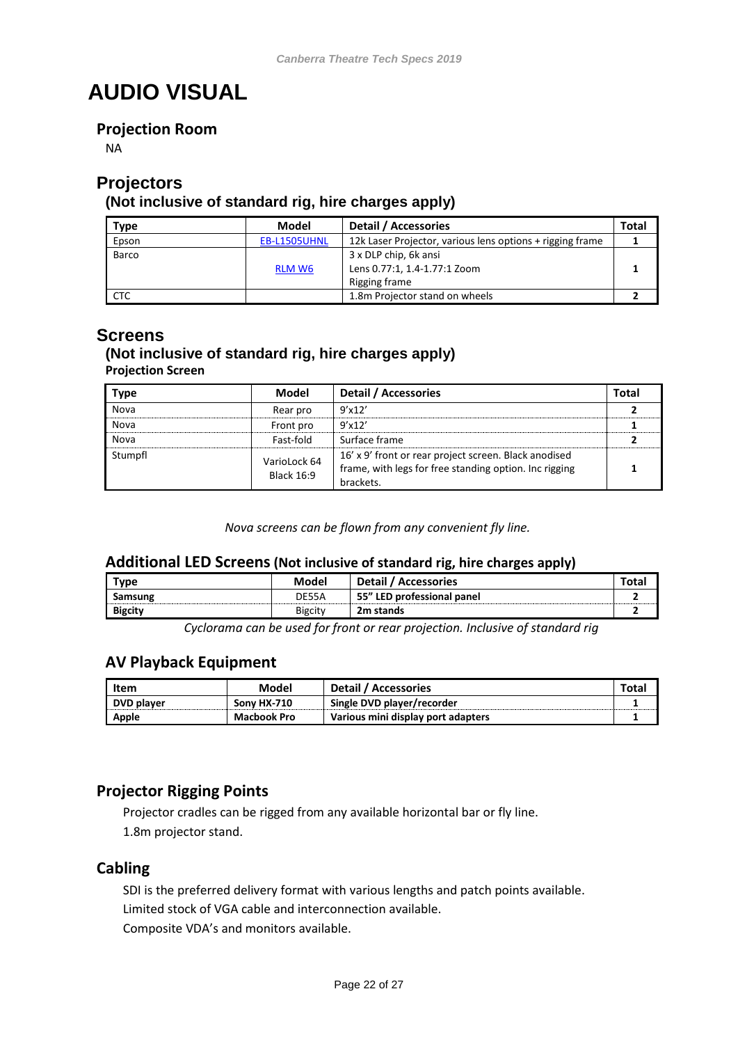# AUDIO VISUAL

## Projection Room

NA

## Projectors

### (Not inclusive of standard rig, hire charges apply)

| Type | Model | Detail / Accessories | Total |
|---|---|---|---|
| Epson | EB-L1505UHNL | 12k Laser Projector, various lens options + rigging frame | **1** |
| Barco | RLM W6 | 3 x DLP chip, 6k ansi<br>Lens 0.77:1, 1.4-1.77:1 Zoom<br>Rigging frame | **1** |
| CTC | | 1.8m Projector stand on wheels | **2** |

## Screens

### (Not inclusive of standard rig, hire charges apply)

**Projection Screen**

| Type | Model | Detail / Accessories | Total |
|---|---|---|---|
| Nova | Rear pro | 9'x12' | **2** |
| Nova | Front pro | 9'x12' | **1** |
| Nova | Fast-fold | Surface frame | **2** |
| Stumpfl | VarioLock 64 Black 16:9 | 16' x 9' front or rear project screen. Black anodised frame, with legs for free standing option. Inc rigging brackets. | **1** |

*Nova screens can be flown from any convenient fly line.*

### Additional LED Screens (Not inclusive of standard rig, hire charges apply)

| Type | Model | Detail / Accessories | Total |
|---|---|---|---|
| **Samsung** | DE55A | **55" LED professional panel** | **2** |
| **Bigcity** | Bigcity | **2m stands** | **2** |

*Cyclorama can be used for front or rear projection. Inclusive of standard rig*

### AV Playback Equipment

| Item | Model | Detail / Accessories | Total |
|---|---|---|---|
| **DVD player** | **Sony HX-710** | **Single DVD player/recorder** | **1** |
| **Apple** | **Macbook Pro** | **Various mini display port adapters** | **1** |

## Projector Rigging Points

Projector cradles can be rigged from any available horizontal bar or fly line.

1.8m projector stand.

## Cabling

SDI is the preferred delivery format with various lengths and patch points available.

Limited stock of VGA cable and interconnection available.

Composite VDA's and monitors available.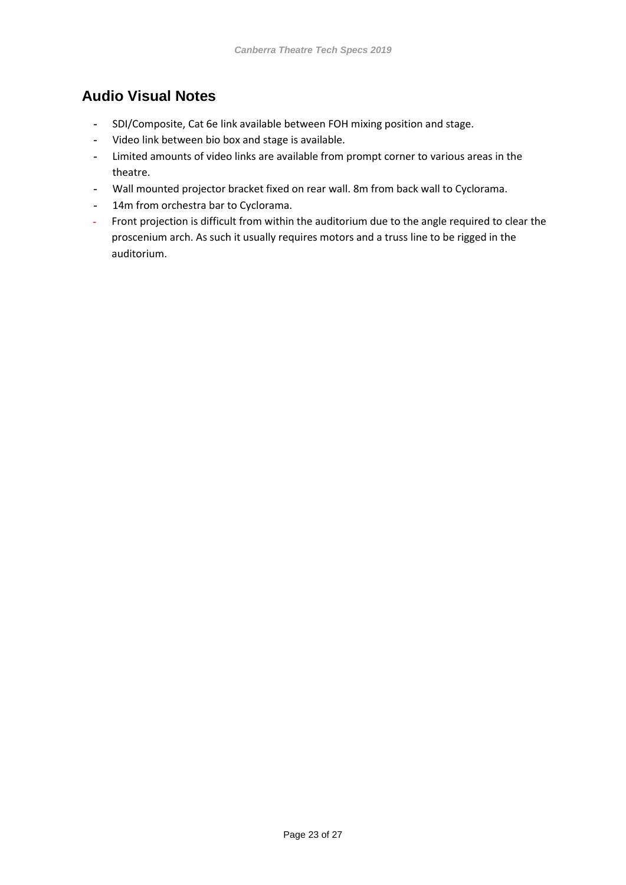## Audio Visual Notes

- SDI/Composite, Cat 6e link available between FOH mixing position and stage.
- Video link between bio box and stage is available.
- Limited amounts of video links are available from prompt corner to various areas in the theatre.
- Wall mounted projector bracket fixed on rear wall. 8m from back wall to Cyclorama.
- 14m from orchestra bar to Cyclorama.
- Front projection is difficult from within the auditorium due to the angle required to clear the proscenium arch. As such it usually requires motors and a truss line to be rigged in the auditorium.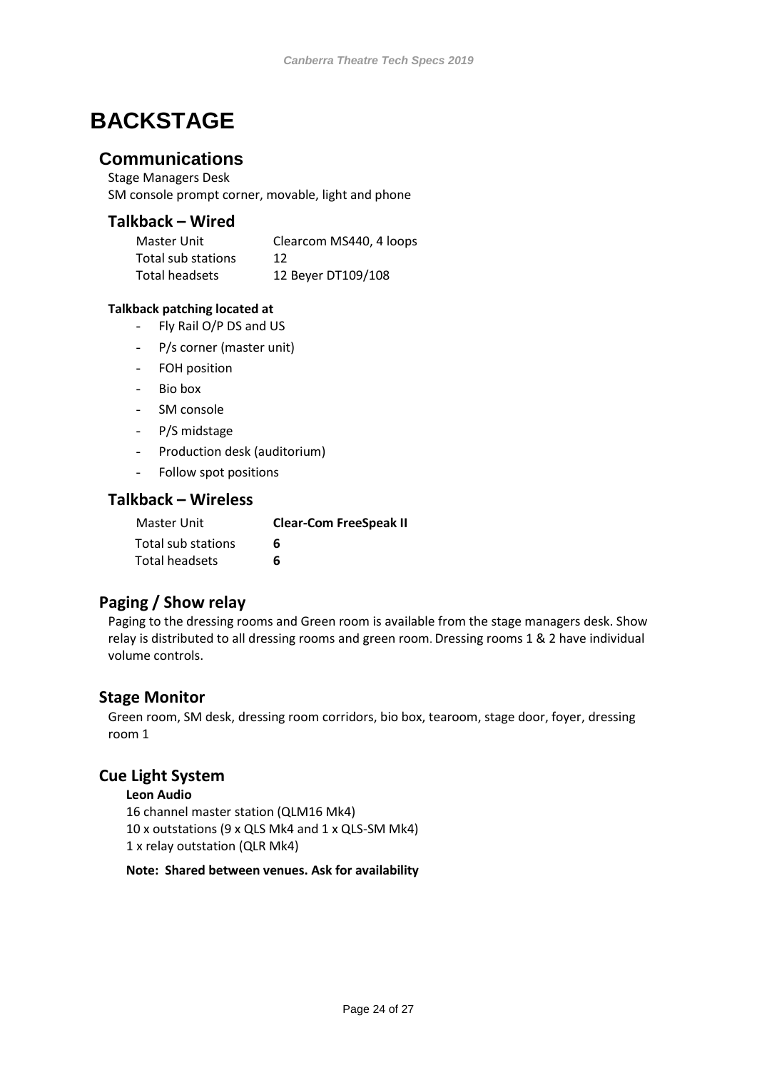# BACKSTAGE

## Communications

Stage Managers Desk
SM console prompt corner, movable, light and phone

### Talkback – Wired

| | |
|---|---|
| Master Unit | Clearcom MS440, 4 loops |
| Total sub stations | 12 |
| Total headsets | 12 Beyer DT109/108 |

**Talkback patching located at**

- Fly Rail O/P DS and US
- P/s corner (master unit)
- FOH position
- Bio box
- SM console
- P/S midstage
- Production desk (auditorium)
- Follow spot positions

### Talkback – Wireless

| | |
|---|---|
| Master Unit | **Clear-Com FreeSpeak II** |
| Total sub stations | **6** |
| Total headsets | **6** |

## Paging / Show relay

Paging to the dressing rooms and Green room is available from the stage managers desk. Show relay is distributed to all dressing rooms and green room. Dressing rooms 1 & 2 have individual volume controls.

## Stage Monitor

Green room, SM desk, dressing room corridors, bio box, tearoom, stage door, foyer, dressing room 1

## Cue Light System

**Leon Audio**
16 channel master station (QLM16 Mk4)
10 x outstations (9 x QLS Mk4 and 1 x QLS-SM Mk4)
1 x relay outstation (QLR Mk4)

**Note: Shared between venues. Ask for availability**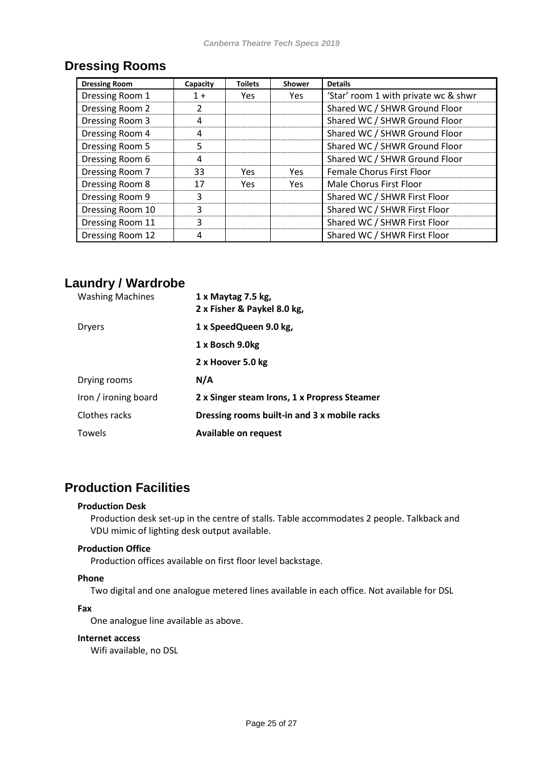## Dressing Rooms

| Dressing Room | Capacity | Toilets | Shower | Details |
|---|---|---|---|---|
| Dressing Room 1 | 1 + | Yes | Yes | 'Star' room 1 with private wc & shwr |
| Dressing Room 2 | 2 | | | Shared WC / SHWR Ground Floor |
| Dressing Room 3 | 4 | | | Shared WC / SHWR Ground Floor |
| Dressing Room 4 | 4 | | | Shared WC / SHWR Ground Floor |
| Dressing Room 5 | 5 | | | Shared WC / SHWR Ground Floor |
| Dressing Room 6 | 4 | | | Shared WC / SHWR Ground Floor |
| Dressing Room 7 | 33 | Yes | Yes | Female Chorus First Floor |
| Dressing Room 8 | 17 | Yes | Yes | Male Chorus First Floor |
| Dressing Room 9 | 3 | | | Shared WC / SHWR First Floor |
| Dressing Room 10 | 3 | | | Shared WC / SHWR First Floor |
| Dressing Room 11 | 3 | | | Shared WC / SHWR First Floor |
| Dressing Room 12 | 4 | | | Shared WC / SHWR First Floor |

## Laundry / Wardrobe

| | |
|---|---|
| Washing Machines | **1 x Maytag 7.5 kg,**<br>**2 x Fisher & Paykel 8.0 kg,** |
| Dryers | **1 x SpeedQueen 9.0 kg,**<br>**1 x Bosch 9.0kg**<br>**2 x Hoover 5.0 kg** |
| Drying rooms | **N/A** |
| Iron / ironing board | **2 x Singer steam Irons, 1 x Propress Steamer** |
| Clothes racks | **Dressing rooms built-in and 3 x mobile racks** |
| Towels | **Available on request** |

## Production Facilities

**Production Desk**

Production desk set-up in the centre of stalls. Table accommodates 2 people. Talkback and VDU mimic of lighting desk output available.

**Production Office**

Production offices available on first floor level backstage.

**Phone**

Two digital and one analogue metered lines available in each office. Not available for DSL

**Fax**

One analogue line available as above.

**Internet access**

Wifi available, no DSL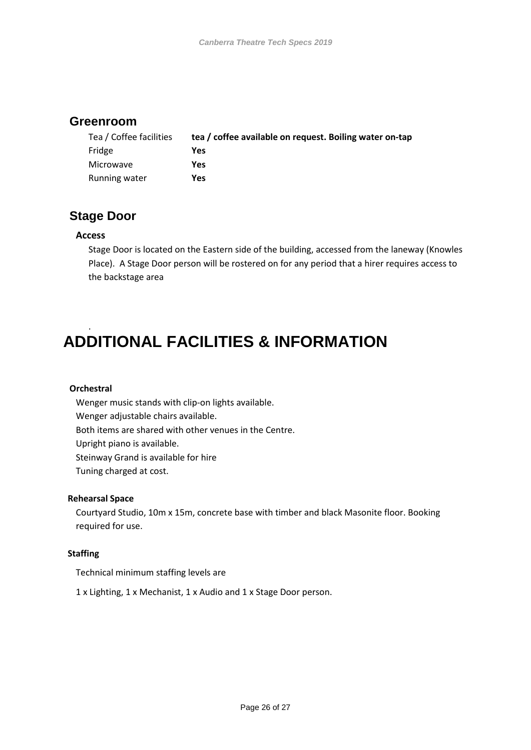## Greenroom

| Tea / Coffee facilities | **tea / coffee available on request. Boiling water on-tap** |
|---|---|
| Fridge | **Yes** |
| Microwave | **Yes** |
| Running water | **Yes** |

## Stage Door

### Access

Stage Door is located on the Eastern side of the building, accessed from the laneway (Knowles Place). A Stage Door person will be rostered on for any period that a hirer requires access to the backstage area

.

# ADDITIONAL FACILITIES & INFORMATION

### Orchestral

Wenger music stands with clip-on lights available.
Wenger adjustable chairs available.
Both items are shared with other venues in the Centre.
Upright piano is available.
Steinway Grand is available for hire
Tuning charged at cost.

### Rehearsal Space

Courtyard Studio, 10m x 15m, concrete base with timber and black Masonite floor. Booking required for use.

### Staffing

Technical minimum staffing levels are

1 x Lighting, 1 x Mechanist, 1 x Audio and 1 x Stage Door person.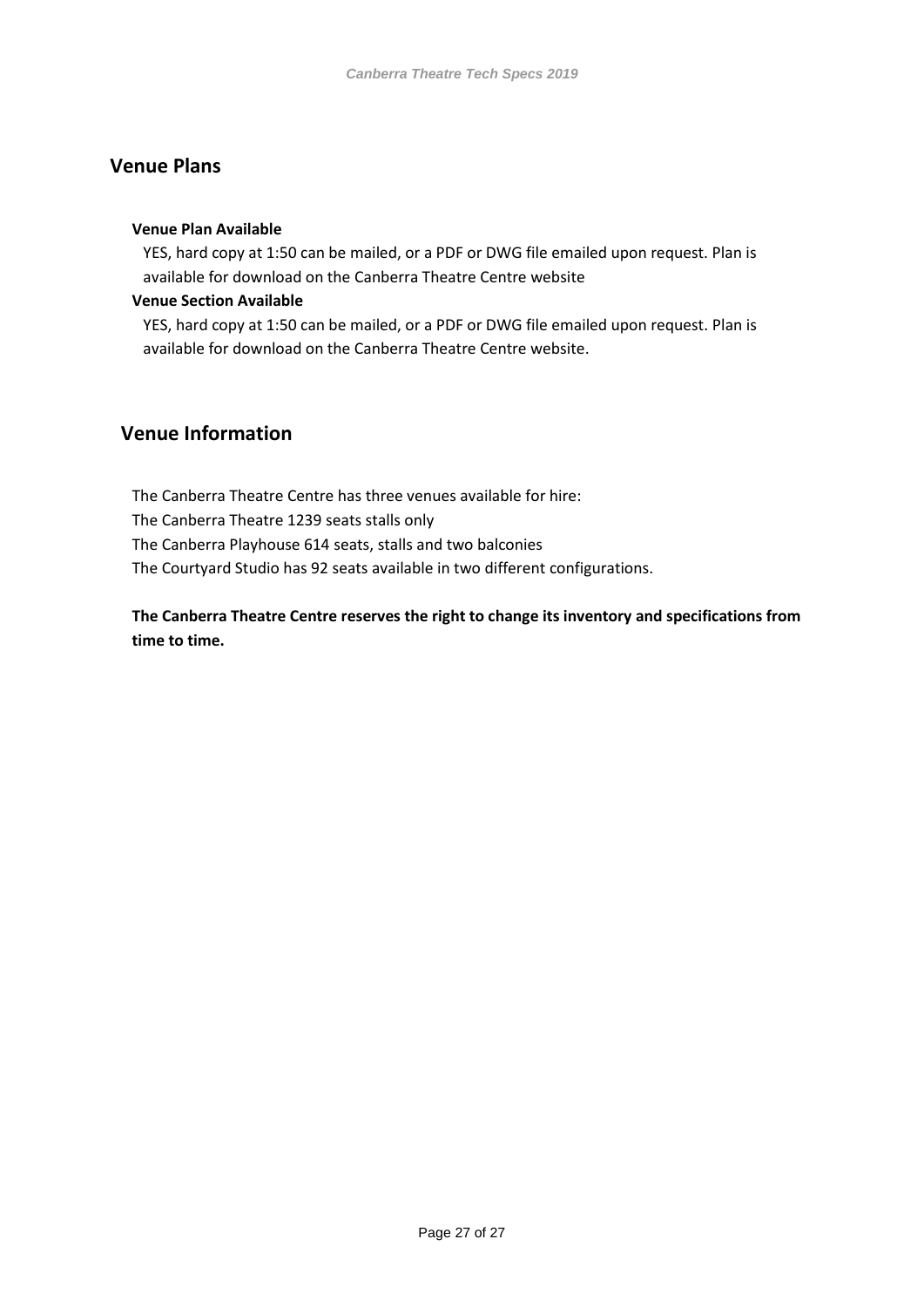## Venue Plans

### Venue Plan Available

YES, hard copy at 1:50 can be mailed, or a PDF or DWG file emailed upon request. Plan is available for download on the Canberra Theatre Centre website

### Venue Section Available

YES, hard copy at 1:50 can be mailed, or a PDF or DWG file emailed upon request. Plan is available for download on the Canberra Theatre Centre website.

## Venue Information

The Canberra Theatre Centre has three venues available for hire:

The Canberra Theatre 1239 seats stalls only

The Canberra Playhouse 614 seats, stalls and two balconies

The Courtyard Studio has 92 seats available in two different configurations.

**The Canberra Theatre Centre reserves the right to change its inventory and specifications from time to time.**